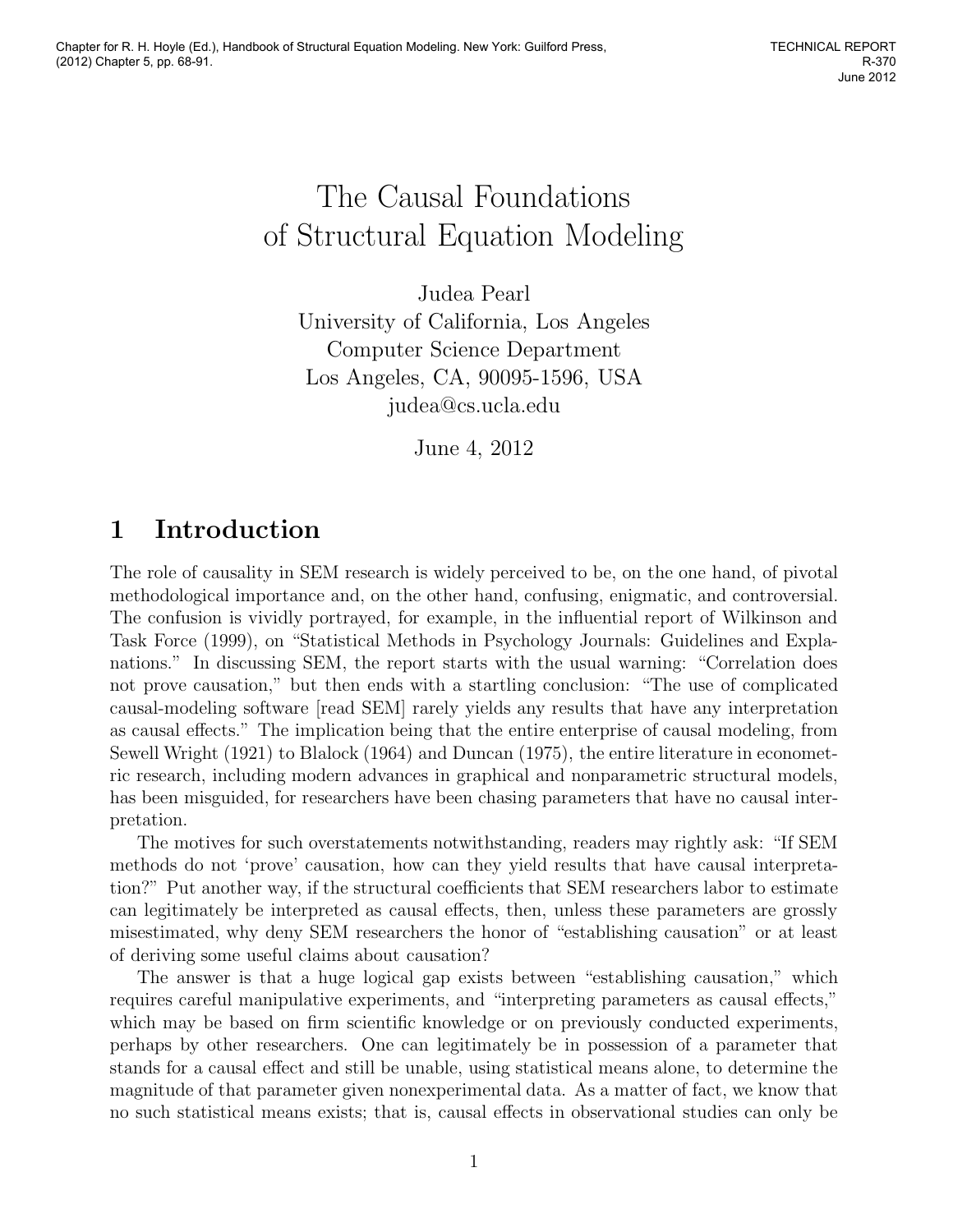Chapter for R. H. Hoyle (Ed.), Handbook of Structural Equation Modeling. New York: Guilford Press, (2012) Chapter 5, pp. 68-91.

TECHNICAL REPORT
R-370
June 2012

# The Causal Foundations of Structural Equation Modeling

Judea Pearl
University of California, Los Angeles
Computer Science Department
Los Angeles, CA, 90095-1596, USA
judea@cs.ucla.edu

June 4, 2012

## 1 Introduction

The role of causality in SEM research is widely perceived to be, on the one hand, of pivotal methodological importance and, on the other hand, confusing, enigmatic, and controversial. The confusion is vividly portrayed, for example, in the influential report of Wilkinson and Task Force (1999), on "Statistical Methods in Psychology Journals: Guidelines and Explanations." In discussing SEM, the report starts with the usual warning: "Correlation does not prove causation," but then ends with a startling conclusion: "The use of complicated causal-modeling software [read SEM] rarely yields any results that have any interpretation as causal effects." The implication being that the entire enterprise of causal modeling, from Sewell Wright (1921) to Blalock (1964) and Duncan (1975), the entire literature in econometric research, including modern advances in graphical and nonparametric structural models, has been misguided, for researchers have been chasing parameters that have no causal interpretation.

The motives for such overstatements notwithstanding, readers may rightly ask: "If SEM methods do not 'prove' causation, how can they yield results that have causal interpretation?" Put another way, if the structural coefficients that SEM researchers labor to estimate can legitimately be interpreted as causal effects, then, unless these parameters are grossly misestimated, why deny SEM researchers the honor of "establishing causation" or at least of deriving some useful claims about causation?

The answer is that a huge logical gap exists between "establishing causation," which requires careful manipulative experiments, and "interpreting parameters as causal effects," which may be based on firm scientific knowledge or on previously conducted experiments, perhaps by other researchers. One can legitimately be in possession of a parameter that stands for a causal effect and still be unable, using statistical means alone, to determine the magnitude of that parameter given nonexperimental data. As a matter of fact, we know that no such statistical means exists; that is, causal effects in observational studies can only be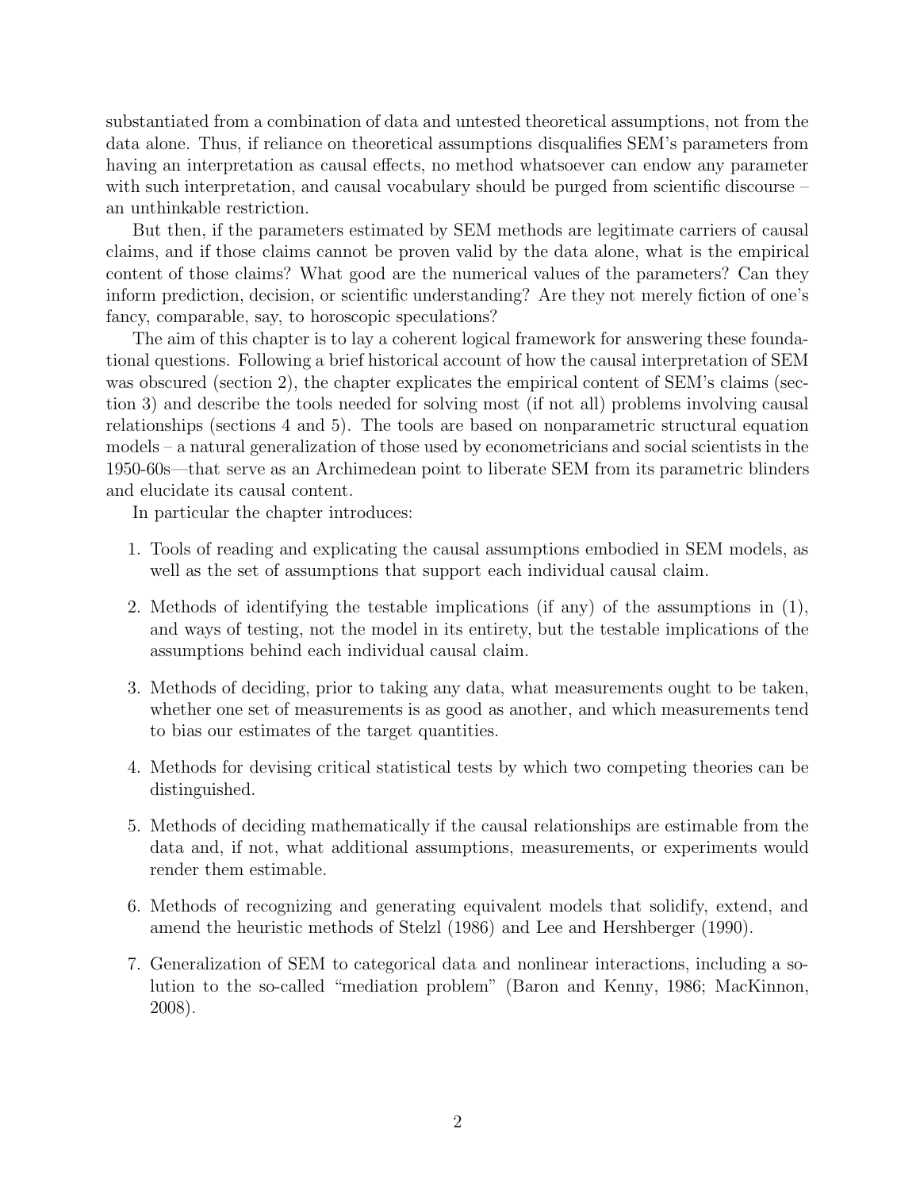substantiated from a combination of data and untested theoretical assumptions, not from the data alone. Thus, if reliance on theoretical assumptions disqualifies SEM's parameters from having an interpretation as causal effects, no method whatsoever can endow any parameter with such interpretation, and causal vocabulary should be purged from scientific discourse – an unthinkable restriction.

But then, if the parameters estimated by SEM methods are legitimate carriers of causal claims, and if those claims cannot be proven valid by the data alone, what is the empirical content of those claims? What good are the numerical values of the parameters? Can they inform prediction, decision, or scientific understanding? Are they not merely fiction of one's fancy, comparable, say, to horoscopic speculations?

The aim of this chapter is to lay a coherent logical framework for answering these foundational questions. Following a brief historical account of how the causal interpretation of SEM was obscured (section 2), the chapter explicates the empirical content of SEM's claims (section 3) and describe the tools needed for solving most (if not all) problems involving causal relationships (sections 4 and 5). The tools are based on nonparametric structural equation models – a natural generalization of those used by econometricians and social scientists in the 1950-60s—that serve as an Archimedean point to liberate SEM from its parametric blinders and elucidate its causal content.

In particular the chapter introduces:

1. Tools of reading and explicating the causal assumptions embodied in SEM models, as well as the set of assumptions that support each individual causal claim.
2. Methods of identifying the testable implications (if any) of the assumptions in (1), and ways of testing, not the model in its entirety, but the testable implications of the assumptions behind each individual causal claim.
3. Methods of deciding, prior to taking any data, what measurements ought to be taken, whether one set of measurements is as good as another, and which measurements tend to bias our estimates of the target quantities.
4. Methods for devising critical statistical tests by which two competing theories can be distinguished.
5. Methods of deciding mathematically if the causal relationships are estimable from the data and, if not, what additional assumptions, measurements, or experiments would render them estimable.
6. Methods of recognizing and generating equivalent models that solidify, extend, and amend the heuristic methods of Stelzl (1986) and Lee and Hershberger (1990).
7. Generalization of SEM to categorical data and nonlinear interactions, including a solution to the so-called "mediation problem" (Baron and Kenny, 1986; MacKinnon, 2008).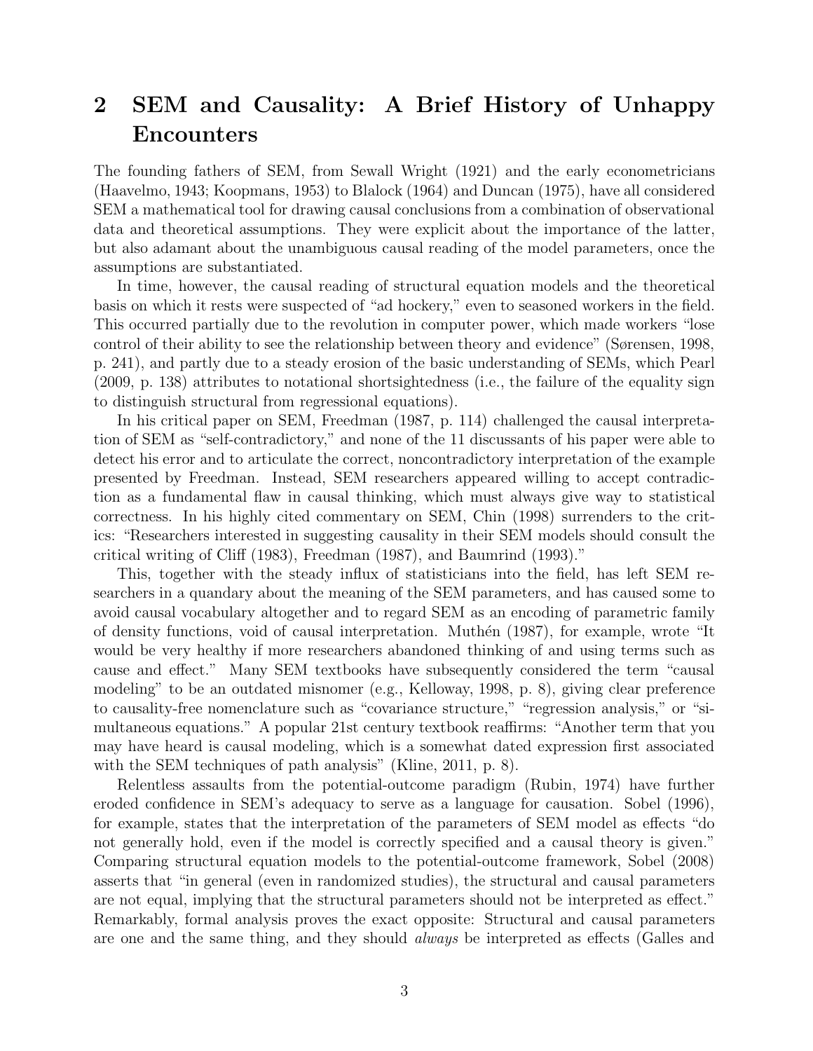## 2 SEM and Causality: A Brief History of Unhappy Encounters

The founding fathers of SEM, from Sewall Wright (1921) and the early econometricians (Haavelmo, 1943; Koopmans, 1953) to Blalock (1964) and Duncan (1975), have all considered SEM a mathematical tool for drawing causal conclusions from a combination of observational data and theoretical assumptions. They were explicit about the importance of the latter, but also adamant about the unambiguous causal reading of the model parameters, once the assumptions are substantiated.

In time, however, the causal reading of structural equation models and the theoretical basis on which it rests were suspected of "ad hockery," even to seasoned workers in the field. This occurred partially due to the revolution in computer power, which made workers "lose control of their ability to see the relationship between theory and evidence" (Sørensen, 1998, p. 241), and partly due to a steady erosion of the basic understanding of SEMs, which Pearl (2009, p. 138) attributes to notational shortsightedness (i.e., the failure of the equality sign to distinguish structural from regressional equations).

In his critical paper on SEM, Freedman (1987, p. 114) challenged the causal interpretation of SEM as "self-contradictory," and none of the 11 discussants of his paper were able to detect his error and to articulate the correct, noncontradictory interpretation of the example presented by Freedman. Instead, SEM researchers appeared willing to accept contradiction as a fundamental flaw in causal thinking, which must always give way to statistical correctness. In his highly cited commentary on SEM, Chin (1998) surrenders to the critics: "Researchers interested in suggesting causality in their SEM models should consult the critical writing of Cliff (1983), Freedman (1987), and Baumrind (1993)."

This, together with the steady influx of statisticians into the field, has left SEM researchers in a quandary about the meaning of the SEM parameters, and has caused some to avoid causal vocabulary altogether and to regard SEM as an encoding of parametric family of density functions, void of causal interpretation. Muthén (1987), for example, wrote "It would be very healthy if more researchers abandoned thinking of and using terms such as cause and effect." Many SEM textbooks have subsequently considered the term "causal modeling" to be an outdated misnomer (e.g., Kelloway, 1998, p. 8), giving clear preference to causality-free nomenclature such as "covariance structure," "regression analysis," or "simultaneous equations." A popular 21st century textbook reaffirms: "Another term that you may have heard is causal modeling, which is a somewhat dated expression first associated with the SEM techniques of path analysis" (Kline, 2011, p. 8).

Relentless assaults from the potential-outcome paradigm (Rubin, 1974) have further eroded confidence in SEM's adequacy to serve as a language for causation. Sobel (1996), for example, states that the interpretation of the parameters of SEM model as effects "do not generally hold, even if the model is correctly specified and a causal theory is given." Comparing structural equation models to the potential-outcome framework, Sobel (2008) asserts that "in general (even in randomized studies), the structural and causal parameters are not equal, implying that the structural parameters should not be interpreted as effect." Remarkably, formal analysis proves the exact opposite: Structural and causal parameters are one and the same thing, and they should *always* be interpreted as effects (Galles and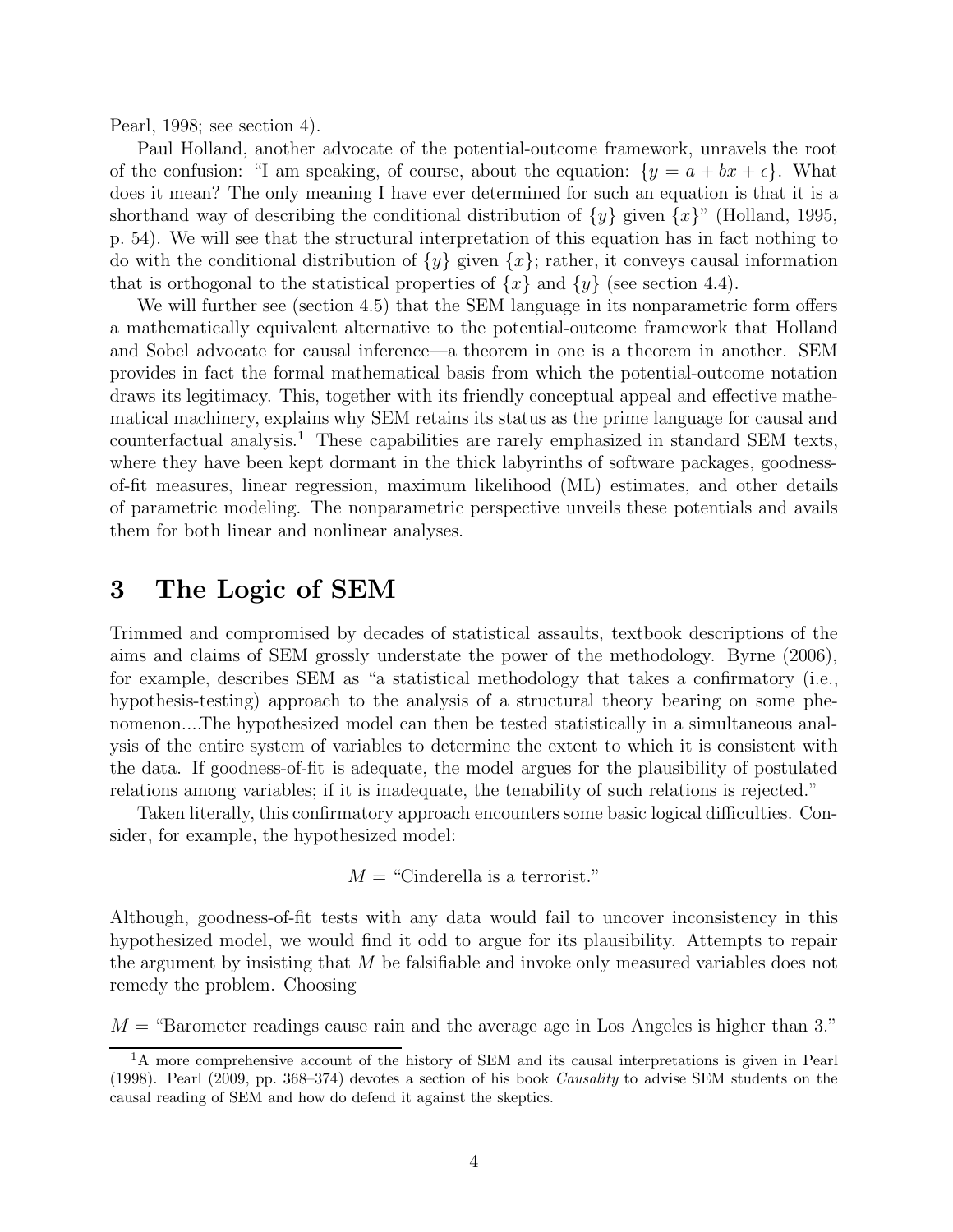Pearl, 1998; see section 4).

Paul Holland, another advocate of the potential-outcome framework, unravels the root of the confusion: "I am speaking, of course, about the equation: $\{y = a + bx + \epsilon\}$. What does it mean? The only meaning I have ever determined for such an equation is that it is a shorthand way of describing the conditional distribution of $\{y\}$ given $\{x\}$" (Holland, 1995, p. 54). We will see that the structural interpretation of this equation has in fact nothing to do with the conditional distribution of $\{y\}$ given $\{x\}$; rather, it conveys causal information that is orthogonal to the statistical properties of $\{x\}$ and $\{y\}$ (see section 4.4).

We will further see (section 4.5) that the SEM language in its nonparametric form offers a mathematically equivalent alternative to the potential-outcome framework that Holland and Sobel advocate for causal inference—a theorem in one is a theorem in another. SEM provides in fact the formal mathematical basis from which the potential-outcome notation draws its legitimacy. This, together with its friendly conceptual appeal and effective mathematical machinery, explains why SEM retains its status as the prime language for causal and counterfactual analysis.[1] These capabilities are rarely emphasized in standard SEM texts, where they have been kept dormant in the thick labyrinths of software packages, goodness-of-fit measures, linear regression, maximum likelihood (ML) estimates, and other details of parametric modeling. The nonparametric perspective unveils these potentials and avails them for both linear and nonlinear analyses.

# 3 The Logic of SEM

Trimmed and compromised by decades of statistical assaults, textbook descriptions of the aims and claims of SEM grossly understate the power of the methodology. Byrne (2006), for example, describes SEM as "a statistical methodology that takes a confirmatory (i.e., hypothesis-testing) approach to the analysis of a structural theory bearing on some phenomenon....The hypothesized model can then be tested statistically in a simultaneous analysis of the entire system of variables to determine the extent to which it is consistent with the data. If goodness-of-fit is adequate, the model argues for the plausibility of postulated relations among variables; if it is inadequate, the tenability of such relations is rejected."

Taken literally, this confirmatory approach encounters some basic logical difficulties. Consider, for example, the hypothesized model:

$$M = \text{"Cinderella is a terrorist."}$$

Although, goodness-of-fit tests with any data would fail to uncover inconsistency in this hypothesized model, we would find it odd to argue for its plausibility. Attempts to repair the argument by insisting that $M$ be falsifiable and invoke only measured variables does not remedy the problem. Choosing

$M$ = "Barometer readings cause rain and the average age in Los Angeles is higher than 3."

[1] A more comprehensive account of the history of SEM and its causal interpretations is given in Pearl (1998). Pearl (2009, pp. 368–374) devotes a section of his book *Causality* to advise SEM students on the causal reading of SEM and how do defend it against the skeptics.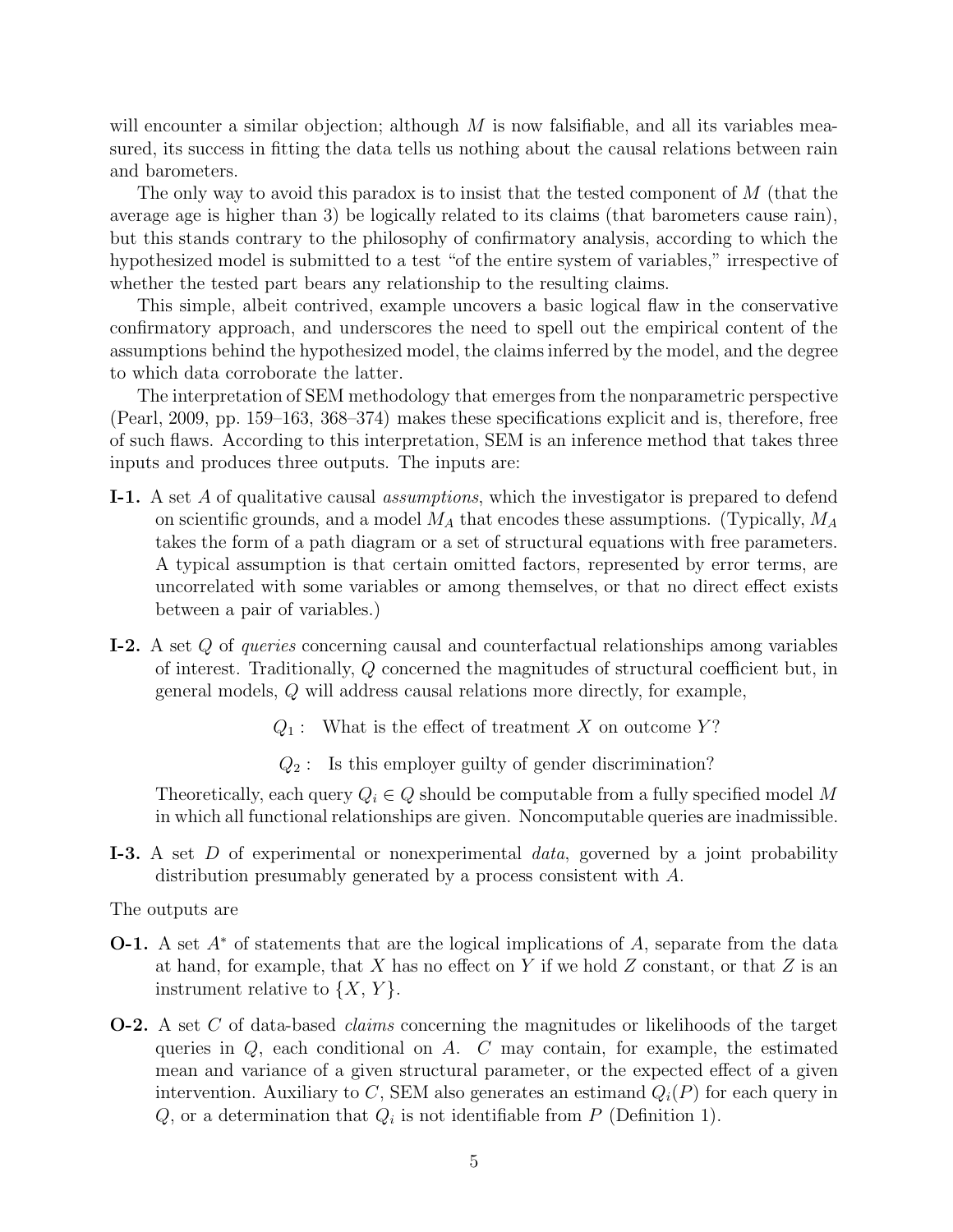will encounter a similar objection; although $M$ is now falsifiable, and all its variables measured, its success in fitting the data tells us nothing about the causal relations between rain and barometers.

The only way to avoid this paradox is to insist that the tested component of $M$ (that the average age is higher than 3) be logically related to its claims (that barometers cause rain), but this stands contrary to the philosophy of confirmatory analysis, according to which the hypothesized model is submitted to a test "of the entire system of variables," irrespective of whether the tested part bears any relationship to the resulting claims.

This simple, albeit contrived, example uncovers a basic logical flaw in the conservative confirmatory approach, and underscores the need to spell out the empirical content of the assumptions behind the hypothesized model, the claims inferred by the model, and the degree to which data corroborate the latter.

The interpretation of SEM methodology that emerges from the nonparametric perspective (Pearl, 2009, pp. 159–163, 368–374) makes these specifications explicit and is, therefore, free of such flaws. According to this interpretation, SEM is an inference method that takes three inputs and produces three outputs. The inputs are:

**I-1.** A set $A$ of qualitative causal *assumptions*, which the investigator is prepared to defend on scientific grounds, and a model $M_A$ that encodes these assumptions. (Typically, $M_A$ takes the form of a path diagram or a set of structural equations with free parameters. A typical assumption is that certain omitted factors, represented by error terms, are uncorrelated with some variables or among themselves, or that no direct effect exists between a pair of variables.)

**I-2.** A set $Q$ of *queries* concerning causal and counterfactual relationships among variables of interest. Traditionally, $Q$ concerned the magnitudes of structural coefficient but, in general models, $Q$ will address causal relations more directly, for example,

$$Q_1: \text{ What is the effect of treatment } X \text{ on outcome } Y?$$

$$Q_2: \text{ Is this employer guilty of gender discrimination?}$$

Theoretically, each query $Q_i \in Q$ should be computable from a fully specified model $M$ in which all functional relationships are given. Noncomputable queries are inadmissible.

**I-3.** A set $D$ of experimental or nonexperimental *data*, governed by a joint probability distribution presumably generated by a process consistent with $A$.

The outputs are

**O-1.** A set $A^*$ of statements that are the logical implications of $A$, separate from the data at hand, for example, that $X$ has no effect on $Y$ if we hold $Z$ constant, or that $Z$ is an instrument relative to $\{X, Y\}$.

**O-2.** A set $C$ of data-based *claims* concerning the magnitudes or likelihoods of the target queries in $Q$, each conditional on $A$. $C$ may contain, for example, the estimated mean and variance of a given structural parameter, or the expected effect of a given intervention. Auxiliary to $C$, SEM also generates an estimand $Q_i(P)$ for each query in $Q$, or a determination that $Q_i$ is not identifiable from $P$ (Definition 1).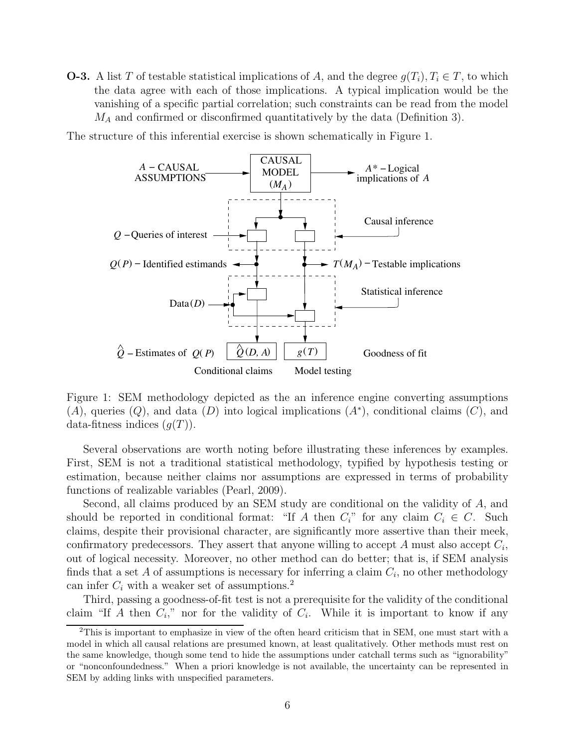**O-3.** A list $T$ of testable statistical implications of $A$, and the degree $g(T_i), T_i \in T$, to which the data agree with each of those implications. A typical implication would be the vanishing of a specific partial correlation; such constraints can be read from the model $M_A$ and confirmed or disconfirmed quantitatively by the data (Definition 3).

The structure of this inferential exercise is shown schematically in Figure 1.

Figure 1: SEM methodology depicted as the an inference engine converting assumptions ($A$), queries ($Q$), and data ($D$) into logical implications ($A^*$), conditional claims ($C$), and data-fitness indices ($g(T)$).

Several observations are worth noting before illustrating these inferences by examples. First, SEM is not a traditional statistical methodology, typified by hypothesis testing or estimation, because neither claims nor assumptions are expressed in terms of probability functions of realizable variables (Pearl, 2009).

Second, all claims produced by an SEM study are conditional on the validity of $A$, and should be reported in conditional format: "If $A$ then $C_i$" for any claim $C_i \in C$. Such claims, despite their provisional character, are significantly more assertive than their meek, confirmatory predecessors. They assert that anyone willing to accept $A$ must also accept $C_i$, out of logical necessity. Moreover, no other method can do better; that is, if SEM analysis finds that a set $A$ of assumptions is necessary for inferring a claim $C_i$, no other methodology can infer $C_i$ with a weaker set of assumptions.[2]

Third, passing a goodness-of-fit test is not a prerequisite for the validity of the conditional claim "If $A$ then $C_i$," nor for the validity of $C_i$. While it is important to know if any

[2] This is important to emphasize in view of the often heard criticism that in SEM, one must start with a model in which all causal relations are presumed known, at least qualitatively. Other methods must rest on the same knowledge, though some tend to hide the assumptions under catchall terms such as "ignorability" or "nonconfoundedness." When a priori knowledge is not available, the uncertainty can be represented in SEM by adding links with unspecified parameters.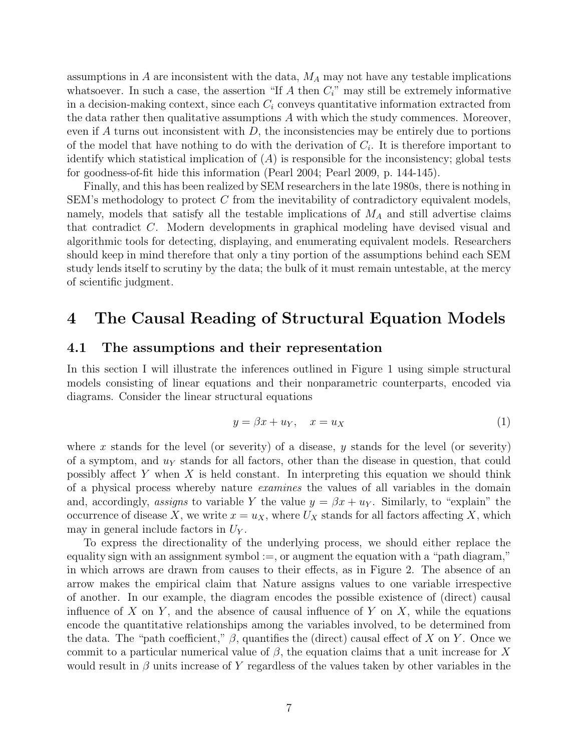assumptions in $A$ are inconsistent with the data, $M_A$ may not have any testable implications whatsoever. In such a case, the assertion "If $A$ then $C_i$" may still be extremely informative in a decision-making context, since each $C_i$ conveys quantitative information extracted from the data rather then qualitative assumptions $A$ with which the study commences. Moreover, even if $A$ turns out inconsistent with $D$, the inconsistencies may be entirely due to portions of the model that have nothing to do with the derivation of $C_i$. It is therefore important to identify which statistical implication of ($A$) is responsible for the inconsistency; global tests for goodness-of-fit hide this information (Pearl 2004; Pearl 2009, p. 144-145).

Finally, and this has been realized by SEM researchers in the late 1980s, there is nothing in SEM's methodology to protect $C$ from the inevitability of contradictory equivalent models, namely, models that satisfy all the testable implications of $M_A$ and still advertise claims that contradict $C$. Modern developments in graphical modeling have devised visual and algorithmic tools for detecting, displaying, and enumerating equivalent models. Researchers should keep in mind therefore that only a tiny portion of the assumptions behind each SEM study lends itself to scrutiny by the data; the bulk of it must remain untestable, at the mercy of scientific judgment.

# 4 The Causal Reading of Structural Equation Models

## 4.1 The assumptions and their representation

In this section I will illustrate the inferences outlined in Figure 1 using simple structural models consisting of linear equations and their nonparametric counterparts, encoded via diagrams. Consider the linear structural equations

$$y = \beta x + u_Y, \quad x = u_X \tag{1}$$

where $x$ stands for the level (or severity) of a disease, $y$ stands for the level (or severity) of a symptom, and $u_Y$ stands for all factors, other than the disease in question, that could possibly affect $Y$ when $X$ is held constant. In interpreting this equation we should think of a physical process whereby nature *examines* the values of all variables in the domain and, accordingly, *assigns* to variable $Y$ the value $y = \beta x + u_Y$. Similarly, to "explain" the occurrence of disease $X$, we write $x = u_X$, where $U_X$ stands for all factors affecting $X$, which may in general include factors in $U_Y$.

To express the directionality of the underlying process, we should either replace the equality sign with an assignment symbol :=, or augment the equation with a "path diagram," in which arrows are drawn from causes to their effects, as in Figure 2. The absence of an arrow makes the empirical claim that Nature assigns values to one variable irrespective of another. In our example, the diagram encodes the possible existence of (direct) causal influence of $X$ on $Y$, and the absence of causal influence of $Y$ on $X$, while the equations encode the quantitative relationships among the variables involved, to be determined from the data. The "path coefficient," $\beta$, quantifies the (direct) causal effect of $X$ on $Y$. Once we commit to a particular numerical value of $\beta$, the equation claims that a unit increase for $X$ would result in $\beta$ units increase of $Y$ regardless of the values taken by other variables in the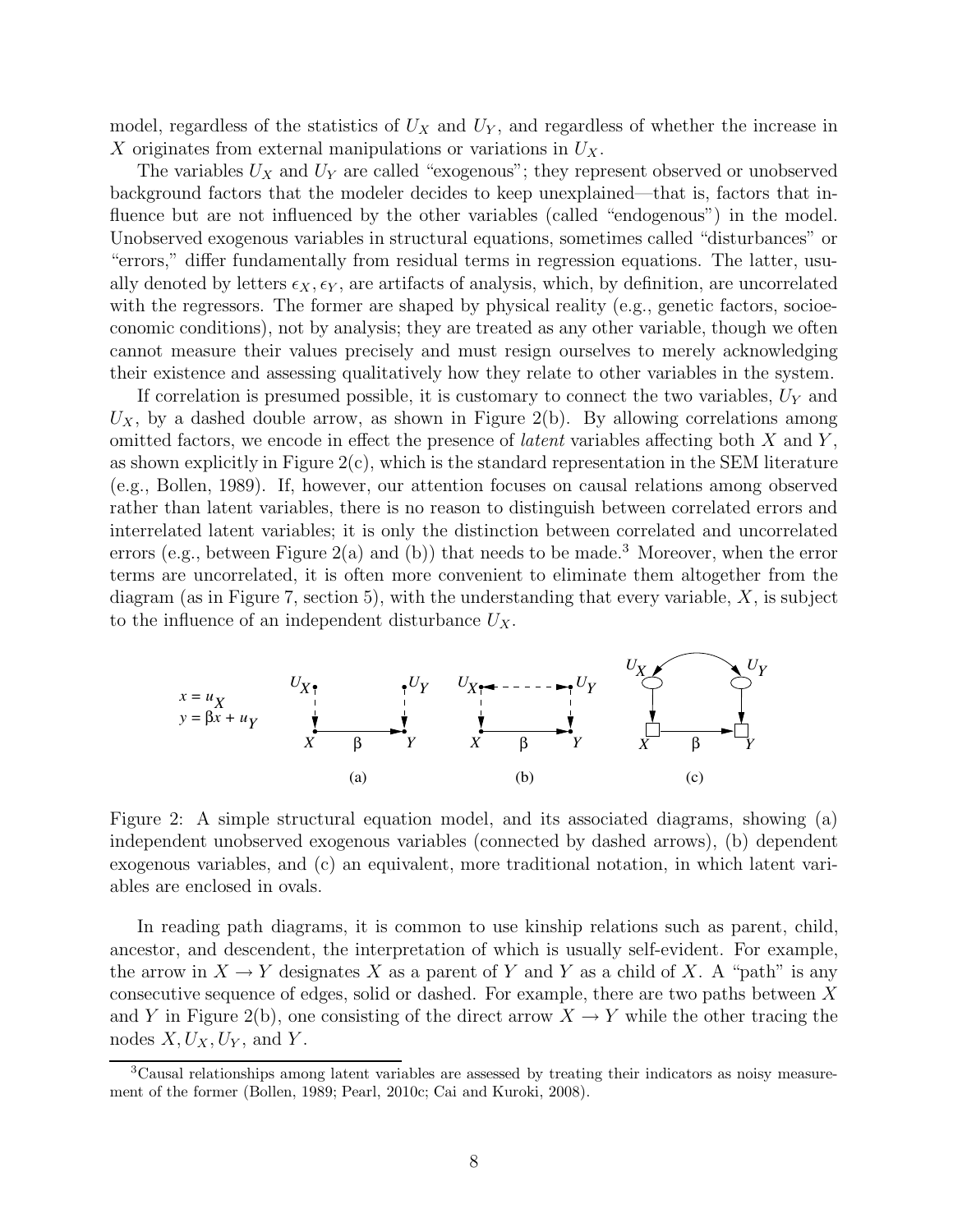model, regardless of the statistics of $U_X$ and $U_Y$, and regardless of whether the increase in $X$ originates from external manipulations or variations in $U_X$.

The variables $U_X$ and $U_Y$ are called "exogenous"; they represent observed or unobserved background factors that the modeler decides to keep unexplained—that is, factors that influence but are not influenced by the other variables (called "endogenous") in the model. Unobserved exogenous variables in structural equations, sometimes called "disturbances" or "errors," differ fundamentally from residual terms in regression equations. The latter, usually denoted by letters $\epsilon_X, \epsilon_Y$, are artifacts of analysis, which, by definition, are uncorrelated with the regressors. The former are shaped by physical reality (e.g., genetic factors, socioeconomic conditions), not by analysis; they are treated as any other variable, though we often cannot measure their values precisely and must resign ourselves to merely acknowledging their existence and assessing qualitatively how they relate to other variables in the system.

If correlation is presumed possible, it is customary to connect the two variables, $U_Y$ and $U_X$, by a dashed double arrow, as shown in Figure 2(b). By allowing correlations among omitted factors, we encode in effect the presence of *latent* variables affecting both $X$ and $Y$, as shown explicitly in Figure 2(c), which is the standard representation in the SEM literature (e.g., Bollen, 1989). If, however, our attention focuses on causal relations among observed rather than latent variables, there is no reason to distinguish between correlated errors and interrelated latent variables; it is only the distinction between correlated and uncorrelated errors (e.g., between Figure 2(a) and (b)) that needs to be made.[3] Moreover, when the error terms are uncorrelated, it is often more convenient to eliminate them altogether from the diagram (as in Figure 7, section 5), with the understanding that every variable, $X$, is subject to the influence of an independent disturbance $U_X$.

$$x = u_X$$
$$y = \beta x + u_Y$$

Figure 2: A simple structural equation model, and its associated diagrams, showing (a) independent unobserved exogenous variables (connected by dashed arrows), (b) dependent exogenous variables, and (c) an equivalent, more traditional notation, in which latent variables are enclosed in ovals.

In reading path diagrams, it is common to use kinship relations such as parent, child, ancestor, and descendent, the interpretation of which is usually self-evident. For example, the arrow in $X \to Y$ designates $X$ as a parent of $Y$ and $Y$ as a child of $X$. A "path" is any consecutive sequence of edges, solid or dashed. For example, there are two paths between $X$ and $Y$ in Figure 2(b), one consisting of the direct arrow $X \to Y$ while the other tracing the nodes $X, U_X, U_Y$, and $Y$.

[3] Causal relationships among latent variables are assessed by treating their indicators as noisy measurement of the former (Bollen, 1989; Pearl, 2010c; Cai and Kuroki, 2008).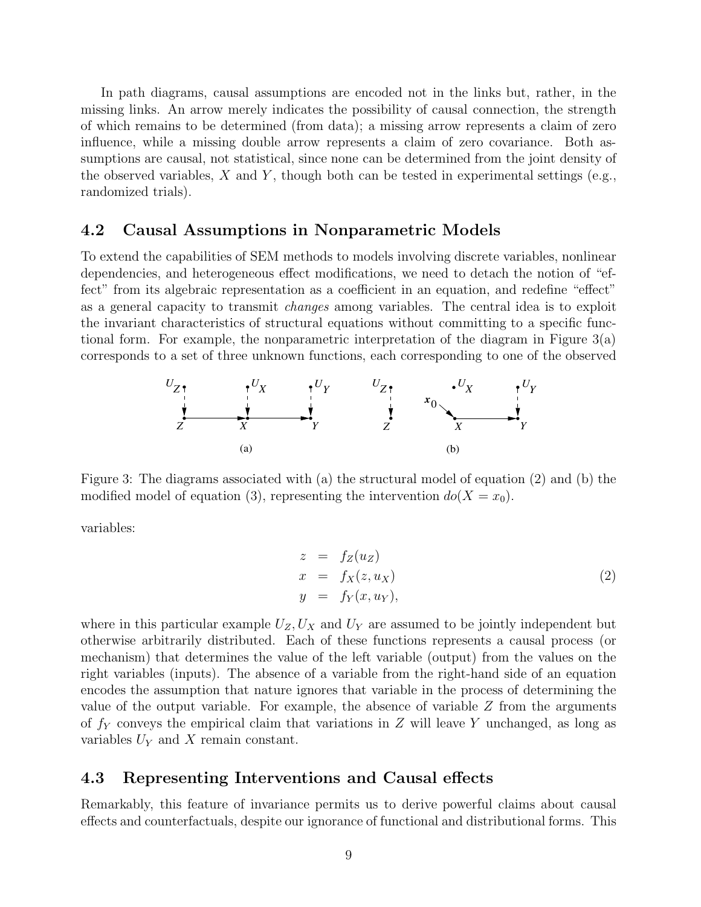In path diagrams, causal assumptions are encoded not in the links but, rather, in the missing links. An arrow merely indicates the possibility of causal connection, the strength of which remains to be determined (from data); a missing arrow represents a claim of zero influence, while a missing double arrow represents a claim of zero covariance. Both assumptions are causal, not statistical, since none can be determined from the joint density of the observed variables, $X$ and $Y$, though both can be tested in experimental settings (e.g., randomized trials).

## 4.2 Causal Assumptions in Nonparametric Models

To extend the capabilities of SEM methods to models involving discrete variables, nonlinear dependencies, and heterogeneous effect modifications, we need to detach the notion of "effect" from its algebraic representation as a coefficient in an equation, and redefine "effect" as a general capacity to transmit *changes* among variables. The central idea is to exploit the invariant characteristics of structural equations without committing to a specific functional form. For example, the nonparametric interpretation of the diagram in Figure 3(a) corresponds to a set of three unknown functions, each corresponding to one of the observed variables:

Figure 3: The diagrams associated with (a) the structural model of equation (2) and (b) the modified model of equation (3), representing the intervention $do(X = x_0)$.

$$
\begin{aligned}
z &= f_Z(u_Z) \\
x &= f_X(z, u_X) \\
y &= f_Y(x, u_Y),
\end{aligned}
\tag{2}
$$

where in this particular example $U_Z, U_X$ and $U_Y$ are assumed to be jointly independent but otherwise arbitrarily distributed. Each of these functions represents a causal process (or mechanism) that determines the value of the left variable (output) from the values on the right variables (inputs). The absence of a variable from the right-hand side of an equation encodes the assumption that nature ignores that variable in the process of determining the value of the output variable. For example, the absence of variable $Z$ from the arguments of $f_Y$ conveys the empirical claim that variations in $Z$ will leave $Y$ unchanged, as long as variables $U_Y$ and $X$ remain constant.

## 4.3 Representing Interventions and Causal effects

Remarkably, this feature of invariance permits us to derive powerful claims about causal effects and counterfactuals, despite our ignorance of functional and distributional forms. This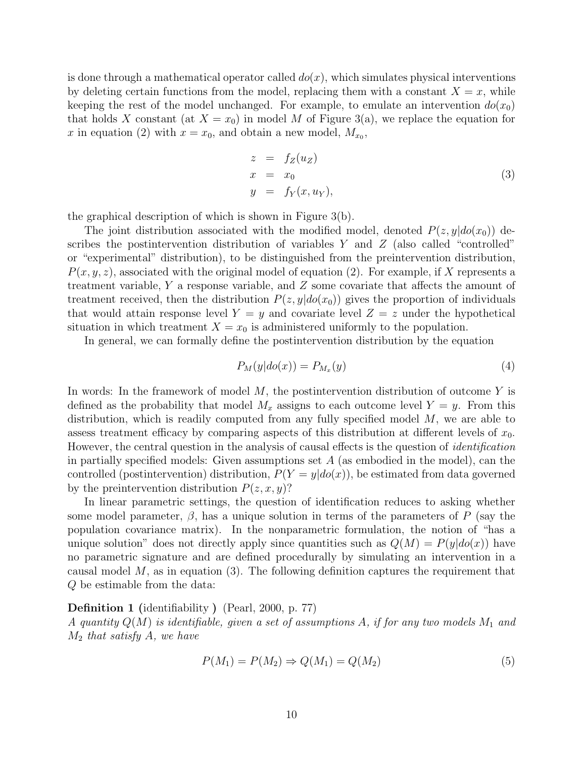is done through a mathematical operator called $do(x)$, which simulates physical interventions by deleting certain functions from the model, replacing them with a constant $X = x$, while keeping the rest of the model unchanged. For example, to emulate an intervention $do(x_0)$ that holds $X$ constant (at $X = x_0$) in model $M$ of Figure 3(a), we replace the equation for $x$ in equation (2) with $x = x_0$, and obtain a new model, $M_{x_0}$,

$$\begin{aligned} z &= f_Z(u_Z) \\ x &= x_0 \\ y &= f_Y(x, u_Y), \end{aligned} \tag{3}$$

the graphical description of which is shown in Figure 3(b).

The joint distribution associated with the modified model, denoted $P(z, y|do(x_0))$ describes the postintervention distribution of variables $Y$ and $Z$ (also called "controlled" or "experimental" distribution), to be distinguished from the preintervention distribution, $P(x, y, z)$, associated with the original model of equation (2). For example, if $X$ represents a treatment variable, $Y$ a response variable, and $Z$ some covariate that affects the amount of treatment received, then the distribution $P(z, y|do(x_0))$ gives the proportion of individuals that would attain response level $Y = y$ and covariate level $Z = z$ under the hypothetical situation in which treatment $X = x_0$ is administered uniformly to the population.

In general, we can formally define the postintervention distribution by the equation

$$P_M(y|do(x)) = P_{M_x}(y) \tag{4}$$

In words: In the framework of model $M$, the postintervention distribution of outcome $Y$ is defined as the probability that model $M_x$ assigns to each outcome level $Y = y$. From this distribution, which is readily computed from any fully specified model $M$, we are able to assess treatment efficacy by comparing aspects of this distribution at different levels of $x_0$. However, the central question in the analysis of causal effects is the question of *identification* in partially specified models: Given assumptions set $A$ (as embodied in the model), can the controlled (postintervention) distribution, $P(Y = y|do(x))$, be estimated from data governed by the preintervention distribution $P(z, x, y)$?

In linear parametric settings, the question of identification reduces to asking whether some model parameter, $\beta$, has a unique solution in terms of the parameters of $P$ (say the population covariance matrix). In the nonparametric formulation, the notion of "has a unique solution" does not directly apply since quantities such as $Q(M) = P(y|do(x))$ have no parametric signature and are defined procedurally by simulating an intervention in a causal model $M$, as in equation (3). The following definition captures the requirement that $Q$ be estimable from the data:

**Definition 1** (identifiability) (Pearl, 2000, p. 77)
*A quantity $Q(M)$ is identifiable, given a set of assumptions $A$, if for any two models $M_1$ and $M_2$ that satisfy $A$, we have*

$$P(M_1) = P(M_2) \Rightarrow Q(M_1) = Q(M_2) \tag{5}$$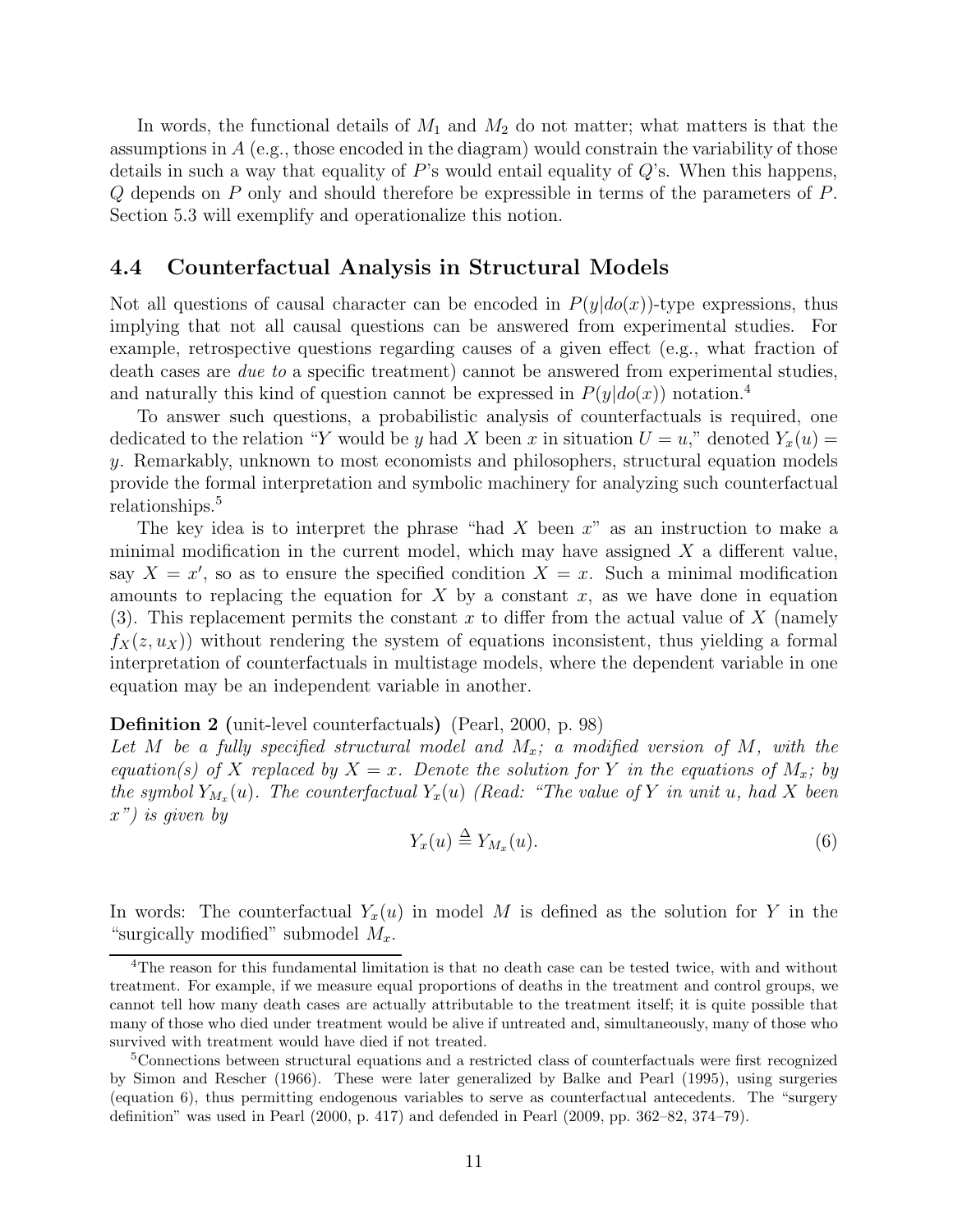In words, the functional details of $M_1$ and $M_2$ do not matter; what matters is that the assumptions in $A$ (e.g., those encoded in the diagram) would constrain the variability of those details in such a way that equality of $P$'s would entail equality of $Q$'s. When this happens, $Q$ depends on $P$ only and should therefore be expressible in terms of the parameters of $P$. Section 5.3 will exemplify and operationalize this notion.

## 4.4 Counterfactual Analysis in Structural Models

Not all questions of causal character can be encoded in $P(y|do(x))$-type expressions, thus implying that not all causal questions can be answered from experimental studies. For example, retrospective questions regarding causes of a given effect (e.g., what fraction of death cases are *due to* a specific treatment) cannot be answered from experimental studies, and naturally this kind of question cannot be expressed in $P(y|do(x))$ notation.[4]

To answer such questions, a probabilistic analysis of counterfactuals is required, one dedicated to the relation "$Y$ would be $y$ had $X$ been $x$ in situation $U = u$," denoted $Y_x(u) = y$. Remarkably, unknown to most economists and philosophers, structural equation models provide the formal interpretation and symbolic machinery for analyzing such counterfactual relationships.[5]

The key idea is to interpret the phrase "had $X$ been $x$" as an instruction to make a minimal modification in the current model, which may have assigned $X$ a different value, say $X = x'$, so as to ensure the specified condition $X = x$. Such a minimal modification amounts to replacing the equation for $X$ by a constant $x$, as we have done in equation (3). This replacement permits the constant $x$ to differ from the actual value of $X$ (namely $f_X(z, u_X)$) without rendering the system of equations inconsistent, thus yielding a formal interpretation of counterfactuals in multistage models, where the dependent variable in one equation may be an independent variable in another.

**Definition 2** (unit-level counterfactuals) (Pearl, 2000, p. 98)
*Let $M$ be a fully specified structural model and $M_x$; a modified version of $M$, with the equation(s) of $X$ replaced by $X = x$. Denote the solution for $Y$ in the equations of $M_x$; by the symbol $Y_{M_x}(u)$. The counterfactual $Y_x(u)$ (Read: "The value of $Y$ in unit $u$, had $X$ been $x$") is given by*

$$Y_x(u) \triangleq Y_{M_x}(u). \tag{6}$$

In words: The counterfactual $Y_x(u)$ in model $M$ is defined as the solution for $Y$ in the "surgically modified" submodel $M_x$.

---

[4] The reason for this fundamental limitation is that no death case can be tested twice, with and without treatment. For example, if we measure equal proportions of deaths in the treatment and control groups, we cannot tell how many death cases are actually attributable to the treatment itself; it is quite possible that many of those who died under treatment would be alive if untreated and, simultaneously, many of those who survived with treatment would have died if not treated.

[5] Connections between structural equations and a restricted class of counterfactuals were first recognized by Simon and Rescher (1966). These were later generalized by Balke and Pearl (1995), using surgeries (equation 6), thus permitting endogenous variables to serve as counterfactual antecedents. The "surgery definition" was used in Pearl (2000, p. 417) and defended in Pearl (2009, pp. 362–82, 374–79).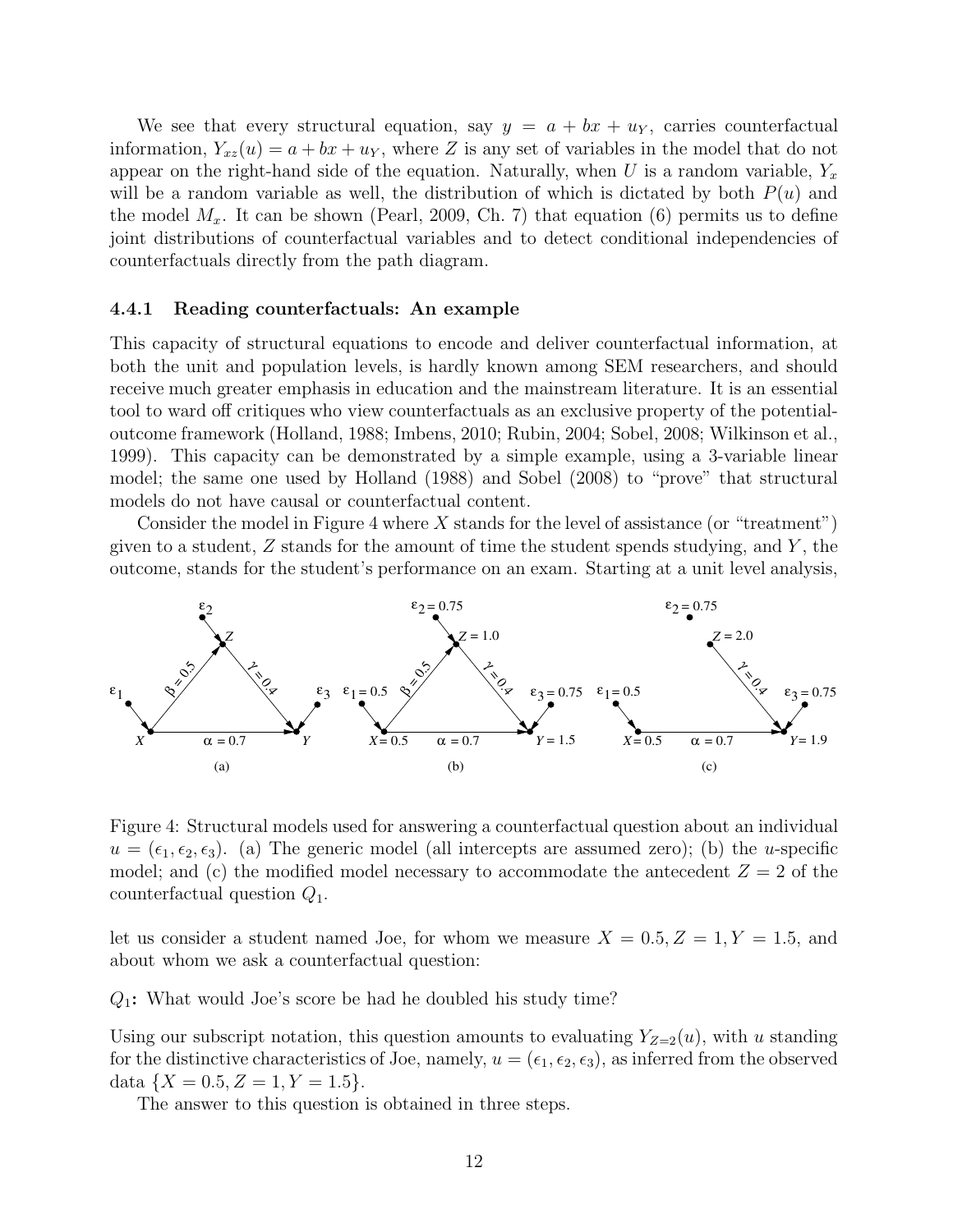We see that every structural equation, say $y = a + bx + u_Y$, carries counterfactual information, $Y_{xz}(u) = a + bx + u_Y$, where $Z$ is any set of variables in the model that do not appear on the right-hand side of the equation. Naturally, when $U$ is a random variable, $Y_x$ will be a random variable as well, the distribution of which is dictated by both $P(u)$ and the model $M_x$. It can be shown (Pearl, 2009, Ch. 7) that equation (6) permits us to define joint distributions of counterfactual variables and to detect conditional independencies of counterfactuals directly from the path diagram.

### 4.4.1 Reading counterfactuals: An example

This capacity of structural equations to encode and deliver counterfactual information, at both the unit and population levels, is hardly known among SEM researchers, and should receive much greater emphasis in education and the mainstream literature. It is an essential tool to ward off critiques who view counterfactuals as an exclusive property of the potential-outcome framework (Holland, 1988; Imbens, 2010; Rubin, 2004; Sobel, 2008; Wilkinson et al., 1999). This capacity can be demonstrated by a simple example, using a 3-variable linear model; the same one used by Holland (1988) and Sobel (2008) to "prove" that structural models do not have causal or counterfactual content.

Consider the model in Figure 4 where $X$ stands for the level of assistance (or "treatment") given to a student, $Z$ stands for the amount of time the student spends studying, and $Y$, the outcome, stands for the student's performance on an exam. Starting at a unit level analysis,

Figure 4: Structural models used for answering a counterfactual question about an individual $u = (\epsilon_1, \epsilon_2, \epsilon_3)$. (a) The generic model (all intercepts are assumed zero); (b) the $u$-specific model; and (c) the modified model necessary to accommodate the antecedent $Z = 2$ of the counterfactual question $Q_1$.

let us consider a student named Joe, for whom we measure $X = 0.5, Z = 1, Y = 1.5$, and about whom we ask a counterfactual question:

$Q_1$**:** What would Joe's score be had he doubled his study time?

Using our subscript notation, this question amounts to evaluating $Y_{Z=2}(u)$, with $u$ standing for the distinctive characteristics of Joe, namely, $u = (\epsilon_1, \epsilon_2, \epsilon_3)$, as inferred from the observed data $\{X = 0.5, Z = 1, Y = 1.5\}$.

The answer to this question is obtained in three steps.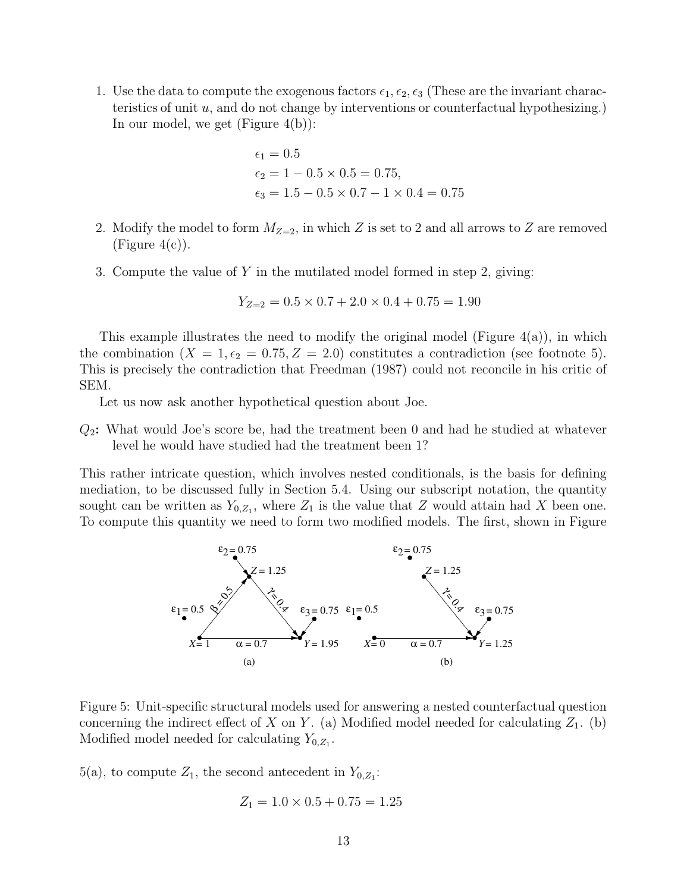1. Use the data to compute the exogenous factors $\epsilon_1, \epsilon_2, \epsilon_3$ (These are the invariant characteristics of unit $u$, and do not change by interventions or counterfactual hypothesizing.) In our model, we get (Figure 4(b)):

$$\epsilon_1 = 0.5$$
$$\epsilon_2 = 1 - 0.5 \times 0.5 = 0.75,$$
$$\epsilon_3 = 1.5 - 0.5 \times 0.7 - 1 \times 0.4 = 0.75$$

2. Modify the model to form $M_{Z=2}$, in which $Z$ is set to 2 and all arrows to $Z$ are removed (Figure 4(c)).

3. Compute the value of $Y$ in the mutilated model formed in step 2, giving:

$$Y_{Z=2} = 0.5 \times 0.7 + 2.0 \times 0.4 + 0.75 = 1.90$$

This example illustrates the need to modify the original model (Figure 4(a)), in which the combination ($X = 1, \epsilon_2 = 0.75, Z = 2.0$) constitutes a contradiction (see footnote 5). This is precisely the contradiction that Freedman (1987) could not reconcile in his critic of SEM.

Let us now ask another hypothetical question about Joe.

**$Q_2$:** What would Joe's score be, had the treatment been 0 and had he studied at whatever level he would have studied had the treatment been 1?

This rather intricate question, which involves nested conditionals, is the basis for defining mediation, to be discussed fully in Section 5.4. Using our subscript notation, the quantity sought can be written as $Y_{0,Z_1}$, where $Z_1$ is the value that $Z$ would attain had $X$ been one. To compute this quantity we need to form two modified models. The first, shown in Figure 5(a), to compute $Z_1$, the second antecedent in $Y_{0,Z_1}$:

Figure 5: Unit-specific structural models used for answering a nested counterfactual question concerning the indirect effect of $X$ on $Y$. (a) Modified model needed for calculating $Z_1$. (b) Modified model needed for calculating $Y_{0,Z_1}$.

$$Z_1 = 1.0 \times 0.5 + 0.75 = 1.25$$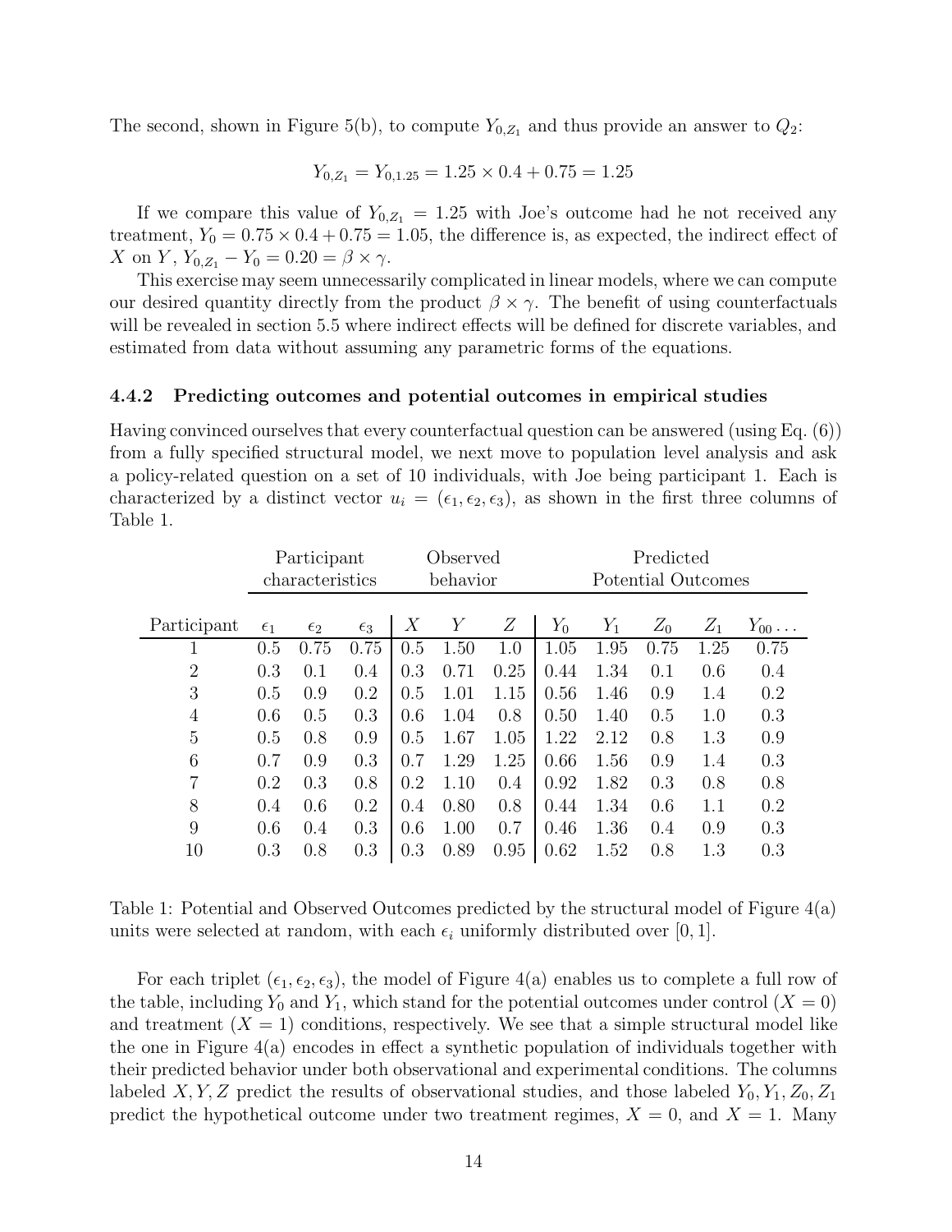The second, shown in Figure 5(b), to compute $Y_{0,Z_1}$ and thus provide an answer to $Q_2$:

$$Y_{0,Z_1} = Y_{0,1.25} = 1.25 \times 0.4 + 0.75 = 1.25$$

If we compare this value of $Y_{0,Z_1} = 1.25$ with Joe's outcome had he not received any treatment, $Y_0 = 0.75 \times 0.4 + 0.75 = 1.05$, the difference is, as expected, the indirect effect of $X$ on $Y$, $Y_{0,Z_1} - Y_0 = 0.20 = \beta \times \gamma$.

This exercise may seem unnecessarily complicated in linear models, where we can compute our desired quantity directly from the product $\beta \times \gamma$. The benefit of using counterfactuals will be revealed in section 5.5 where indirect effects will be defined for discrete variables, and estimated from data without assuming any parametric forms of the equations.

### 4.4.2 Predicting outcomes and potential outcomes in empirical studies

Having convinced ourselves that every counterfactual question can be answered (using Eq. (6)) from a fully specified structural model, we next move to population level analysis and ask a policy-related question on a set of 10 individuals, with Joe being participant 1. Each is characterized by a distinct vector $u_i = (\epsilon_1, \epsilon_2, \epsilon_3)$, as shown in the first three columns of Table 1.

| | Participant characteristics | | | Observed behavior | | | Predicted Potential Outcomes | | | | |
|---|---|---|---|---|---|---|---|---|---|---|---|
| Participant | $\epsilon_1$ | $\epsilon_2$ | $\epsilon_3$ | $X$ | $Y$ | $Z$ | $Y_0$ | $Y_1$ | $Z_0$ | $Z_1$ | $Y_{00} \ldots$ |
| 1 | 0.5 | 0.75 | 0.75 | 0.5 | 1.50 | 1.0 | 1.05 | 1.95 | 0.75 | 1.25 | 0.75 |
| 2 | 0.3 | 0.1 | 0.4 | 0.3 | 0.71 | 0.25 | 0.44 | 1.34 | 0.1 | 0.6 | 0.4 |
| 3 | 0.5 | 0.9 | 0.2 | 0.5 | 1.01 | 1.15 | 0.56 | 1.46 | 0.9 | 1.4 | 0.2 |
| 4 | 0.6 | 0.5 | 0.3 | 0.6 | 1.04 | 0.8 | 0.50 | 1.40 | 0.5 | 1.0 | 0.3 |
| 5 | 0.5 | 0.8 | 0.9 | 0.5 | 1.67 | 1.05 | 1.22 | 2.12 | 0.8 | 1.3 | 0.9 |
| 6 | 0.7 | 0.9 | 0.3 | 0.7 | 1.29 | 1.25 | 0.66 | 1.56 | 0.9 | 1.4 | 0.3 |
| 7 | 0.2 | 0.3 | 0.8 | 0.2 | 1.10 | 0.4 | 0.92 | 1.82 | 0.3 | 0.8 | 0.8 |
| 8 | 0.4 | 0.6 | 0.2 | 0.4 | 0.80 | 0.8 | 0.44 | 1.34 | 0.6 | 1.1 | 0.2 |
| 9 | 0.6 | 0.4 | 0.3 | 0.6 | 1.00 | 0.7 | 0.46 | 1.36 | 0.4 | 0.9 | 0.3 |
| 10 | 0.3 | 0.8 | 0.3 | 0.3 | 0.89 | 0.95 | 0.62 | 1.52 | 0.8 | 1.3 | 0.3 |

Table 1: Potential and Observed Outcomes predicted by the structural model of Figure 4(a) units were selected at random, with each $\epsilon_i$ uniformly distributed over $[0, 1]$.

For each triplet $(\epsilon_1, \epsilon_2, \epsilon_3)$, the model of Figure 4(a) enables us to complete a full row of the table, including $Y_0$ and $Y_1$, which stand for the potential outcomes under control ($X = 0$) and treatment ($X = 1$) conditions, respectively. We see that a simple structural model like the one in Figure 4(a) encodes in effect a synthetic population of individuals together with their predicted behavior under both observational and experimental conditions. The columns labeled $X, Y, Z$ predict the results of observational studies, and those labeled $Y_0, Y_1, Z_0, Z_1$ predict the hypothetical outcome under two treatment regimes, $X = 0$, and $X = 1$. Many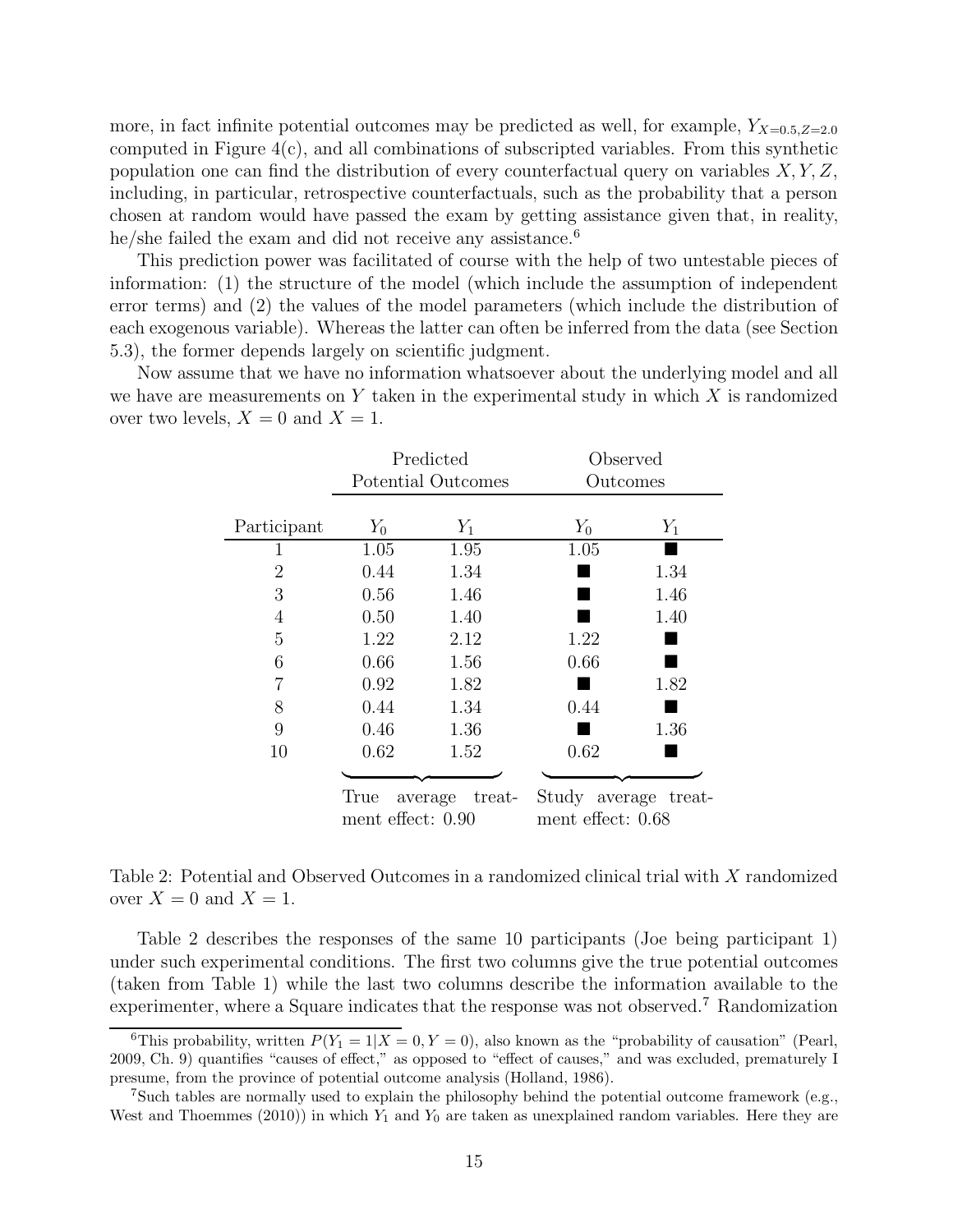more, in fact infinite potential outcomes may be predicted as well, for example, $Y_{X=0.5,Z=2.0}$ computed in Figure 4(c), and all combinations of subscripted variables. From this synthetic population one can find the distribution of every counterfactual query on variables $X, Y, Z$, including, in particular, retrospective counterfactuals, such as the probability that a person chosen at random would have passed the exam by getting assistance given that, in reality, he/she failed the exam and did not receive any assistance.[6]

This prediction power was facilitated of course with the help of two untestable pieces of information: (1) the structure of the model (which include the assumption of independent error terms) and (2) the values of the model parameters (which include the distribution of each exogenous variable). Whereas the latter can often be inferred from the data (see Section 5.3), the former depends largely on scientific judgment.

Now assume that we have no information whatsoever about the underlying model and all we have are measurements on $Y$ taken in the experimental study in which $X$ is randomized over two levels, $X = 0$ and $X = 1$.

| | Predicted Potential Outcomes | | Observed Outcomes | |
|---|---|---|---|---|
| Participant | $Y_0$ | $Y_1$ | $Y_0$ | $Y_1$ |
| 1 | 1.05 | 1.95 | 1.05 | ■ |
| 2 | 0.44 | 1.34 | ■ | 1.34 |
| 3 | 0.56 | 1.46 | ■ | 1.46 |
| 4 | 0.50 | 1.40 | ■ | 1.40 |
| 5 | 1.22 | 2.12 | 1.22 | ■ |
| 6 | 0.66 | 1.56 | 0.66 | ■ |
| 7 | 0.92 | 1.82 | ■ | 1.82 |
| 8 | 0.44 | 1.34 | 0.44 | ■ |
| 9 | 0.46 | 1.36 | ■ | 1.36 |
| 10 | 0.62 | 1.52 | 0.62 | ■ |
| | True average treatment effect: 0.90 | | Study average treatment effect: 0.68 | |

Table 2: Potential and Observed Outcomes in a randomized clinical trial with $X$ randomized over $X = 0$ and $X = 1$.

Table 2 describes the responses of the same 10 participants (Joe being participant 1) under such experimental conditions. The first two columns give the true potential outcomes (taken from Table 1) while the last two columns describe the information available to the experimenter, where a Square indicates that the response was not observed.[7] Randomization

[6]This probability, written $P(Y_1 = 1|X = 0, Y = 0)$, also known as the "probability of causation" (Pearl, 2009, Ch. 9) quantifies "causes of effect," as opposed to "effect of causes," and was excluded, prematurely I presume, from the province of potential outcome analysis (Holland, 1986).

[7]Such tables are normally used to explain the philosophy behind the potential outcome framework (e.g., West and Thoemmes (2010)) in which $Y_1$ and $Y_0$ are taken as unexplained random variables. Here they are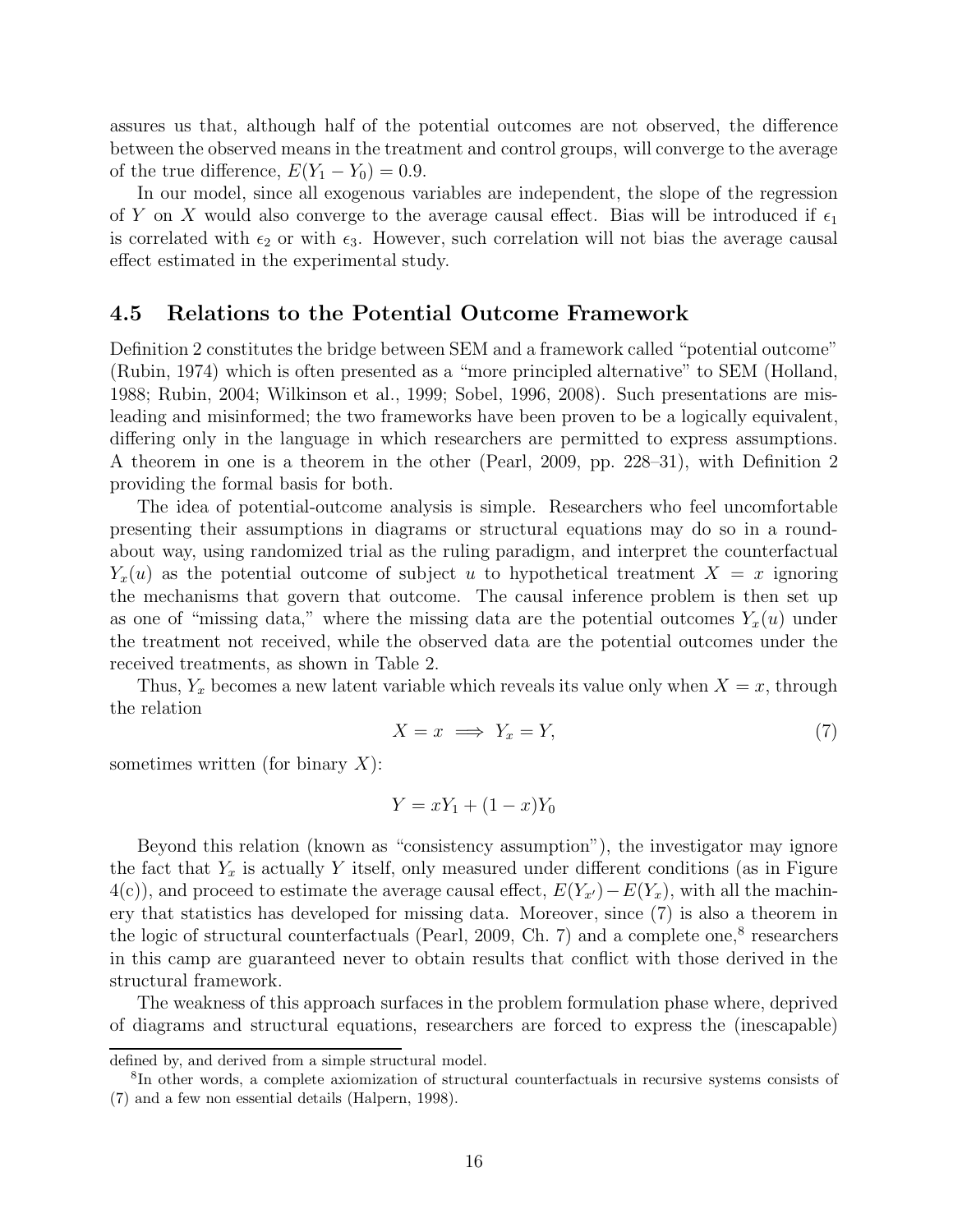assures us that, although half of the potential outcomes are not observed, the difference between the observed means in the treatment and control groups, will converge to the average of the true difference, $E(Y_1 - Y_0) = 0.9$.

In our model, since all exogenous variables are independent, the slope of the regression of $Y$ on $X$ would also converge to the average causal effect. Bias will be introduced if $\epsilon_1$ is correlated with $\epsilon_2$ or with $\epsilon_3$. However, such correlation will not bias the average causal effect estimated in the experimental study.

## 4.5 Relations to the Potential Outcome Framework

Definition 2 constitutes the bridge between SEM and a framework called "potential outcome" (Rubin, 1974) which is often presented as a "more principled alternative" to SEM (Holland, 1988; Rubin, 2004; Wilkinson et al., 1999; Sobel, 1996, 2008). Such presentations are misleading and misinformed; the two frameworks have been proven to be a logically equivalent, differing only in the language in which researchers are permitted to express assumptions. A theorem in one is a theorem in the other (Pearl, 2009, pp. 228–31), with Definition 2 providing the formal basis for both.

The idea of potential-outcome analysis is simple. Researchers who feel uncomfortable presenting their assumptions in diagrams or structural equations may do so in a roundabout way, using randomized trial as the ruling paradigm, and interpret the counterfactual $Y_x(u)$ as the potential outcome of subject $u$ to hypothetical treatment $X = x$ ignoring the mechanisms that govern that outcome. The causal inference problem is then set up as one of "missing data," where the missing data are the potential outcomes $Y_x(u)$ under the treatment not received, while the observed data are the potential outcomes under the received treatments, as shown in Table 2.

Thus, $Y_x$ becomes a new latent variable which reveals its value only when $X = x$, through the relation

$$X = x \implies Y_x = Y, \tag{7}$$

sometimes written (for binary $X$):

$$Y = xY_1 + (1 - x)Y_0$$

Beyond this relation (known as "consistency assumption"), the investigator may ignore the fact that $Y_x$ is actually $Y$ itself, only measured under different conditions (as in Figure 4(c)), and proceed to estimate the average causal effect, $E(Y_{x'}) - E(Y_x)$, with all the machinery that statistics has developed for missing data. Moreover, since (7) is also a theorem in the logic of structural counterfactuals (Pearl, 2009, Ch. 7) and a complete one,[8] researchers in this camp are guaranteed never to obtain results that conflict with those derived in the structural framework.

The weakness of this approach surfaces in the problem formulation phase where, deprived of diagrams and structural equations, researchers are forced to express the (inescapable)

---

defined by, and derived from a simple structural model.

[8] In other words, a complete axiomization of structural counterfactuals in recursive systems consists of (7) and a few non essential details (Halpern, 1998).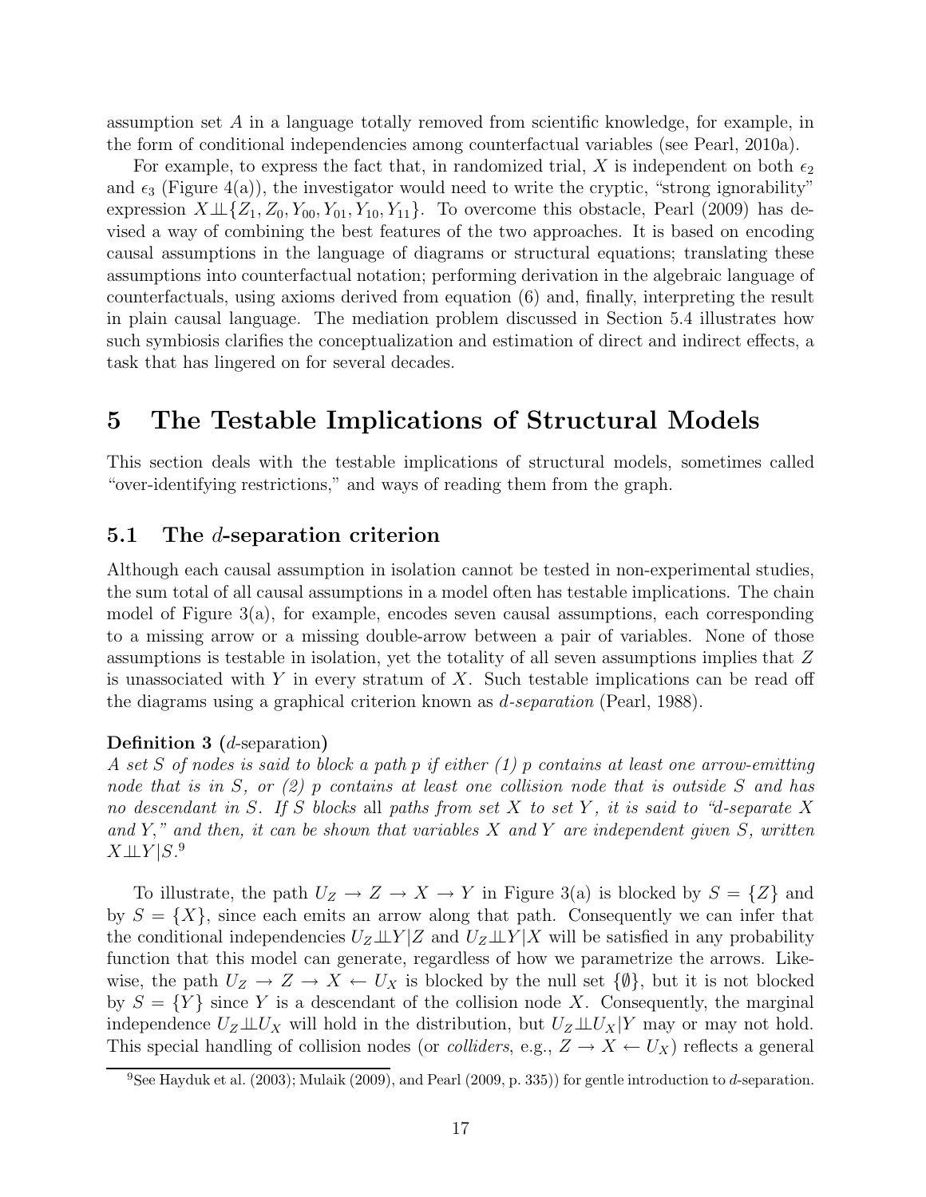assumption set $A$ in a language totally removed from scientific knowledge, for example, in the form of conditional independencies among counterfactual variables (see Pearl, 2010a).

For example, to express the fact that, in randomized trial, $X$ is independent on both $\epsilon_2$ and $\epsilon_3$ (Figure 4(a)), the investigator would need to write the cryptic, "strong ignorability" expression $X \perp\!\!\!\perp \{Z_1, Z_0, Y_{00}, Y_{01}, Y_{10}, Y_{11}\}$. To overcome this obstacle, Pearl (2009) has devised a way of combining the best features of the two approaches. It is based on encoding causal assumptions in the language of diagrams or structural equations; translating these assumptions into counterfactual notation; performing derivation in the algebraic language of counterfactuals, using axioms derived from equation (6) and, finally, interpreting the result in plain causal language. The mediation problem discussed in Section 5.4 illustrates how such symbiosis clarifies the conceptualization and estimation of direct and indirect effects, a task that has lingered on for several decades.

# 5 The Testable Implications of Structural Models

This section deals with the testable implications of structural models, sometimes called "over-identifying restrictions," and ways of reading them from the graph.

## 5.1 The $d$-separation criterion

Although each causal assumption in isolation cannot be tested in non-experimental studies, the sum total of all causal assumptions in a model often has testable implications. The chain model of Figure 3(a), for example, encodes seven causal assumptions, each corresponding to a missing arrow or a missing double-arrow between a pair of variables. None of those assumptions is testable in isolation, yet the totality of all seven assumptions implies that $Z$ is unassociated with $Y$ in every stratum of $X$. Such testable implications can be read off the diagrams using a graphical criterion known as *d-separation* (Pearl, 1988).

**Definition 3** ($d$-separation)
*A set $S$ of nodes is said to block a path $p$ if either (1) $p$ contains at least one arrow-emitting node that is in $S$, or (2) $p$ contains at least one collision node that is outside $S$ and has no descendant in $S$. If $S$ blocks* all *paths from set $X$ to set $Y$, it is said to "d-separate $X$ and $Y$," and then, it can be shown that variables $X$ and $Y$ are independent given $S$, written $X \perp\!\!\!\perp Y|S$.*[9]

To illustrate, the path $U_Z \rightarrow Z \rightarrow X \rightarrow Y$ in Figure 3(a) is blocked by $S = \{Z\}$ and by $S = \{X\}$, since each emits an arrow along that path. Consequently we can infer that the conditional independencies $U_Z \perp\!\!\!\perp Y|Z$ and $U_Z \perp\!\!\!\perp Y|X$ will be satisfied in any probability function that this model can generate, regardless of how we parametrize the arrows. Likewise, the path $U_Z \rightarrow Z \rightarrow X \leftarrow U_X$ is blocked by the null set $\{\emptyset\}$, but it is not blocked by $S = \{Y\}$ since $Y$ is a descendant of the collision node $X$. Consequently, the marginal independence $U_Z \perp\!\!\!\perp U_X$ will hold in the distribution, but $U_Z \perp\!\!\!\perp U_X|Y$ may or may not hold. This special handling of collision nodes (or *colliders*, e.g., $Z \rightarrow X \leftarrow U_X$) reflects a general

[9] See Hayduk et al. (2003); Mulaik (2009), and Pearl (2009, p. 335)) for gentle introduction to $d$-separation.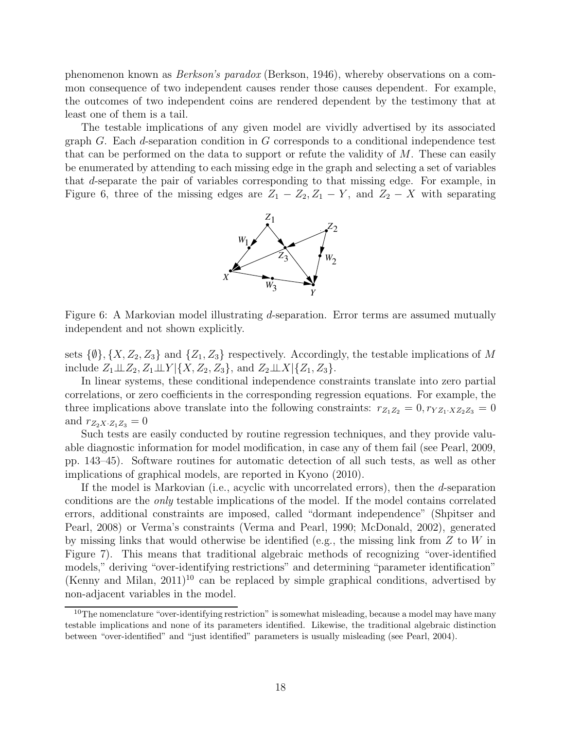phenomenon known as *Berkson's paradox* (Berkson, 1946), whereby observations on a common consequence of two independent causes render those causes dependent. For example, the outcomes of two independent coins are rendered dependent by the testimony that at least one of them is a tail.

The testable implications of any given model are vividly advertised by its associated graph $G$. Each $d$-separation condition in $G$ corresponds to a conditional independence test that can be performed on the data to support or refute the validity of $M$. These can easily be enumerated by attending to each missing edge in the graph and selecting a set of variables that $d$-separate the pair of variables corresponding to that missing edge. For example, in Figure 6, three of the missing edges are $Z_1 - Z_2, Z_1 - Y$, and $Z_2 - X$ with separating

Figure 6: A Markovian model illustrating $d$-separation. Error terms are assumed mutually independent and not shown explicitly.

sets $\{\emptyset\}, \{X, Z_2, Z_3\}$ and $\{Z_1, Z_3\}$ respectively. Accordingly, the testable implications of $M$ include $Z_1 \perp\!\!\!\perp Z_2, Z_1 \perp\!\!\!\perp Y | \{X, Z_2, Z_3\}$, and $Z_2 \perp\!\!\!\perp X | \{Z_1, Z_3\}$.

In linear systems, these conditional independence constraints translate into zero partial correlations, or zero coefficients in the corresponding regression equations. For example, the three implications above translate into the following constraints: $r_{Z_1 Z_2} = 0, r_{YZ_1 \cdot XZ_2Z_3} = 0$ and $r_{Z_2X \cdot Z_1Z_3} = 0$

Such tests are easily conducted by routine regression techniques, and they provide valuable diagnostic information for model modification, in case any of them fail (see Pearl, 2009, pp. 143–45). Software routines for automatic detection of all such tests, as well as other implications of graphical models, are reported in Kyono (2010).

If the model is Markovian (i.e., acyclic with uncorrelated errors), then the $d$-separation conditions are the *only* testable implications of the model. If the model contains correlated errors, additional constraints are imposed, called "dormant independence" (Shpitser and Pearl, 2008) or Verma's constraints (Verma and Pearl, 1990; McDonald, 2002), generated by missing links that would otherwise be identified (e.g., the missing link from $Z$ to $W$ in Figure 7). This means that traditional algebraic methods of recognizing "over-identified models," deriving "over-identifying restrictions" and determining "parameter identification" (Kenny and Milan, 2011)[10] can be replaced by simple graphical conditions, advertised by non-adjacent variables in the model.

[10]The nomenclature "over-identifying restriction" is somewhat misleading, because a model may have many testable implications and none of its parameters identified. Likewise, the traditional algebraic distinction between "over-identified" and "just identified" parameters is usually misleading (see Pearl, 2004).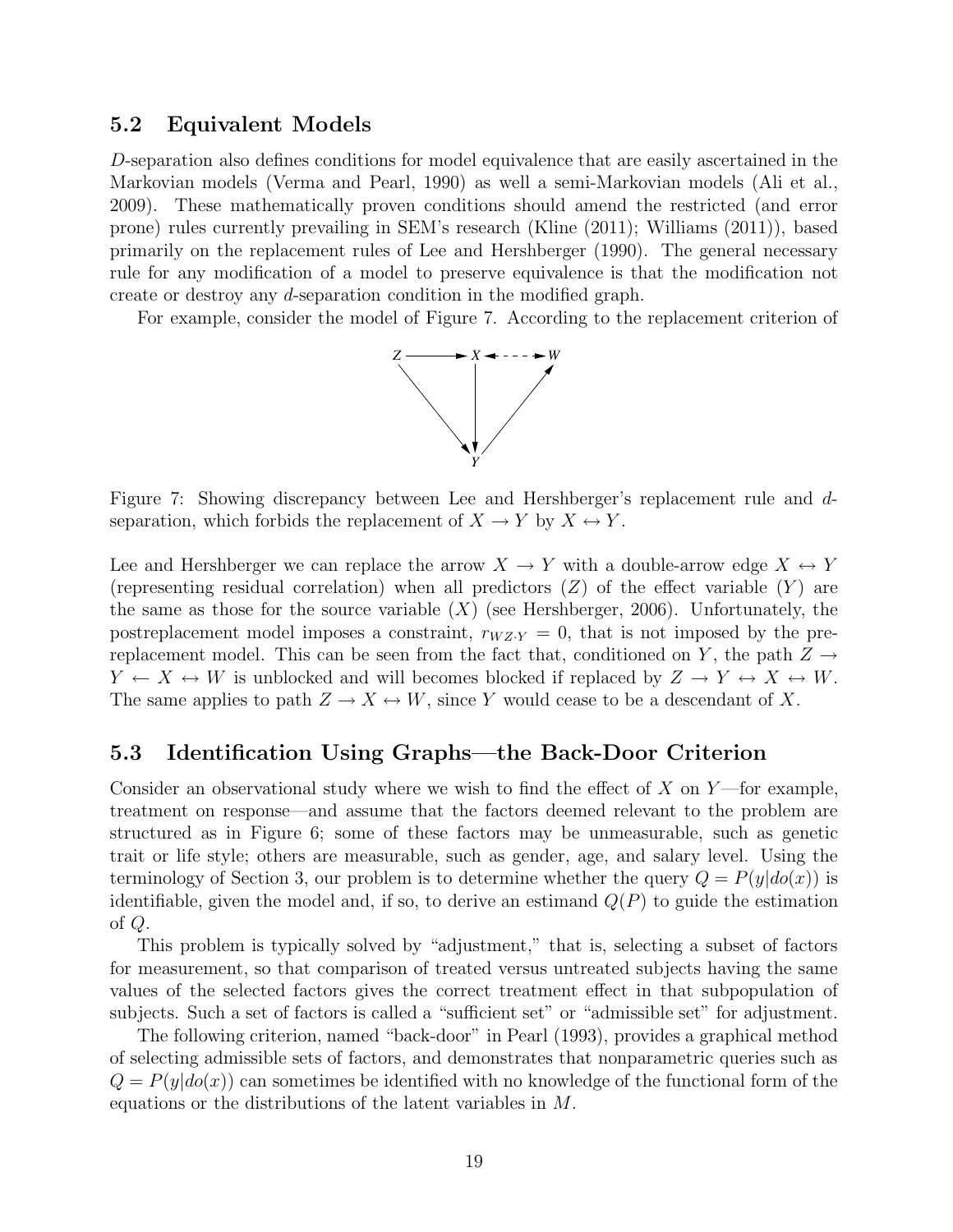## 5.2 Equivalent Models

*D*-separation also defines conditions for model equivalence that are easily ascertained in the Markovian models (Verma and Pearl, 1990) as well a semi-Markovian models (Ali et al., 2009). These mathematically proven conditions should amend the restricted (and error prone) rules currently prevailing in SEM's research (Kline (2011); Williams (2011)), based primarily on the replacement rules of Lee and Hershberger (1990). The general necessary rule for any modification of a model to preserve equivalence is that the modification not create or destroy any *d*-separation condition in the modified graph.

For example, consider the model of Figure 7. According to the replacement criterion of Lee and Hershberger we can replace the arrow $X \to Y$ with a double-arrow edge $X \leftrightarrow Y$ (representing residual correlation) when all predictors ($Z$) of the effect variable ($Y$) are the same as those for the source variable ($X$) (see Hershberger, 2006). Unfortunately, the postreplacement model imposes a constraint, $r_{WZ \cdot Y} = 0$, that is not imposed by the pre-replacement model. This can be seen from the fact that, conditioned on $Y$, the path $Z \to Y \leftarrow X \leftrightarrow W$ is unblocked and will becomes blocked if replaced by $Z \to Y \leftrightarrow X \leftrightarrow W$. The same applies to path $Z \to X \leftrightarrow W$, since $Y$ would cease to be a descendant of $X$.

Figure 7: Showing discrepancy between Lee and Hershberger's replacement rule and *d*-separation, which forbids the replacement of $X \to Y$ by $X \leftrightarrow Y$.

## 5.3 Identification Using Graphs—the Back-Door Criterion

Consider an observational study where we wish to find the effect of $X$ on $Y$—for example, treatment on response—and assume that the factors deemed relevant to the problem are structured as in Figure 6; some of these factors may be unmeasurable, such as genetic trait or life style; others are measurable, such as gender, age, and salary level. Using the terminology of Section 3, our problem is to determine whether the query $Q = P(y|do(x))$ is identifiable, given the model and, if so, to derive an estimand $Q(P)$ to guide the estimation of $Q$.

This problem is typically solved by "adjustment," that is, selecting a subset of factors for measurement, so that comparison of treated versus untreated subjects having the same values of the selected factors gives the correct treatment effect in that subpopulation of subjects. Such a set of factors is called a "sufficient set" or "admissible set" for adjustment.

The following criterion, named "back-door" in Pearl (1993), provides a graphical method of selecting admissible sets of factors, and demonstrates that nonparametric queries such as $Q = P(y|do(x))$ can sometimes be identified with no knowledge of the functional form of the equations or the distributions of the latent variables in $M$.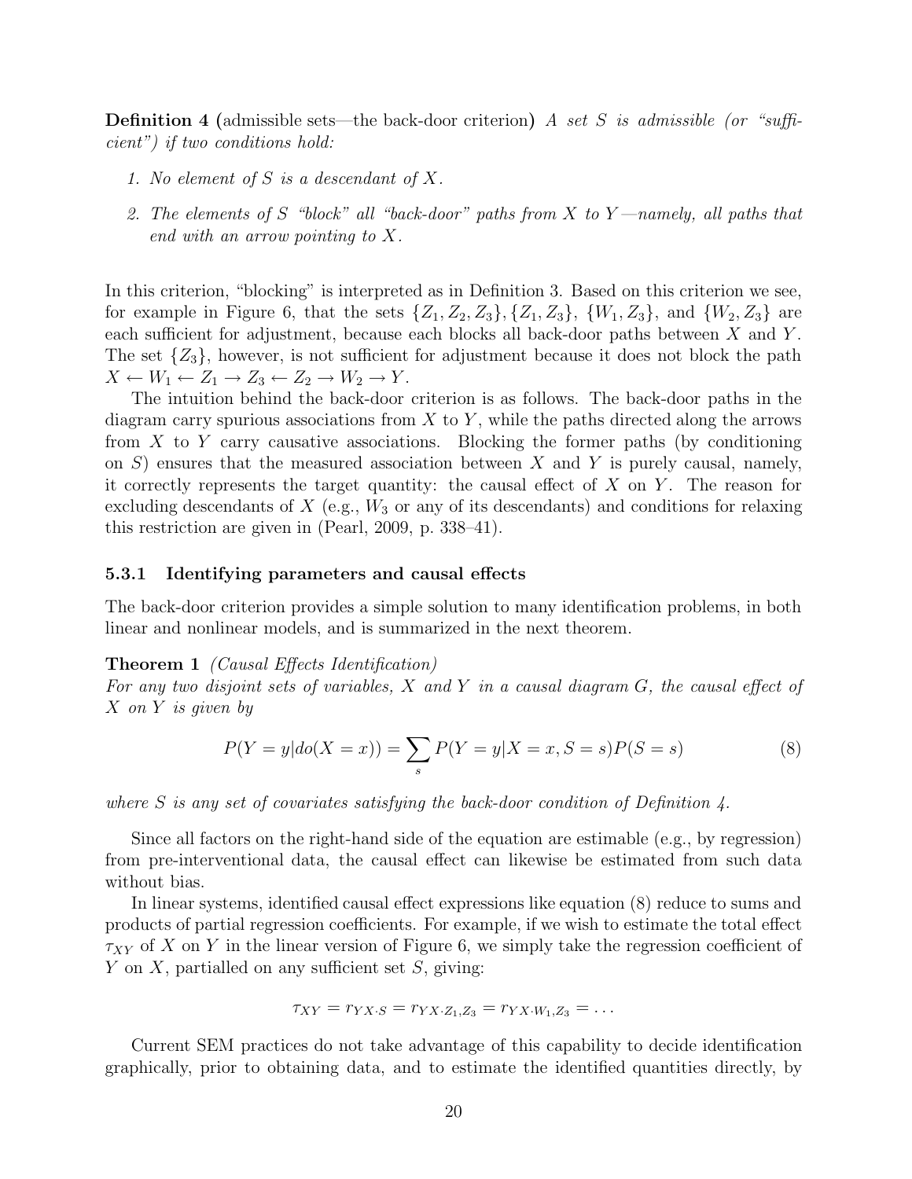**Definition 4** (admissible sets—the back-door criterion) *A set $S$ is admissible (or "sufficient") if two conditions hold:*

1. *No element of $S$ is a descendant of $X$.*
2. *The elements of $S$ "block" all "back-door" paths from $X$ to $Y$—namely, all paths that end with an arrow pointing to $X$.*

In this criterion, "blocking" is interpreted as in Definition 3. Based on this criterion we see, for example in Figure 6, that the sets $\{Z_1, Z_2, Z_3\}, \{Z_1, Z_3\}$, $\{W_1, Z_3\}$, and $\{W_2, Z_3\}$ are each sufficient for adjustment, because each blocks all back-door paths between $X$ and $Y$. The set $\{Z_3\}$, however, is not sufficient for adjustment because it does not block the path $X \leftarrow W_1 \leftarrow Z_1 \rightarrow Z_3 \leftarrow Z_2 \rightarrow W_2 \rightarrow Y$.

The intuition behind the back-door criterion is as follows. The back-door paths in the diagram carry spurious associations from $X$ to $Y$, while the paths directed along the arrows from $X$ to $Y$ carry causative associations. Blocking the former paths (by conditioning on $S$) ensures that the measured association between $X$ and $Y$ is purely causal, namely, it correctly represents the target quantity: the causal effect of $X$ on $Y$. The reason for excluding descendants of $X$ (e.g., $W_3$ or any of its descendants) and conditions for relaxing this restriction are given in (Pearl, 2009, p. 338–41).

### 5.3.1 Identifying parameters and causal effects

The back-door criterion provides a simple solution to many identification problems, in both linear and nonlinear models, and is summarized in the next theorem.

**Theorem 1** *(Causal Effects Identification)*
*For any two disjoint sets of variables, $X$ and $Y$ in a causal diagram $G$, the causal effect of $X$ on $Y$ is given by*

$$P(Y = y|do(X = x)) = \sum_s P(Y = y|X = x, S = s)P(S = s) \tag{8}$$

*where $S$ is any set of covariates satisfying the back-door condition of Definition 4.*

Since all factors on the right-hand side of the equation are estimable (e.g., by regression) from pre-interventional data, the causal effect can likewise be estimated from such data without bias.

In linear systems, identified causal effect expressions like equation (8) reduce to sums and products of partial regression coefficients. For example, if we wish to estimate the total effect $\tau_{XY}$ of $X$ on $Y$ in the linear version of Figure 6, we simply take the regression coefficient of $Y$ on $X$, partialled on any sufficient set $S$, giving:

$$\tau_{XY} = r_{YX \cdot S} = r_{YX \cdot Z_1, Z_3} = r_{YX \cdot W_1, Z_3} = \ldots$$

Current SEM practices do not take advantage of this capability to decide identification graphically, prior to obtaining data, and to estimate the identified quantities directly, by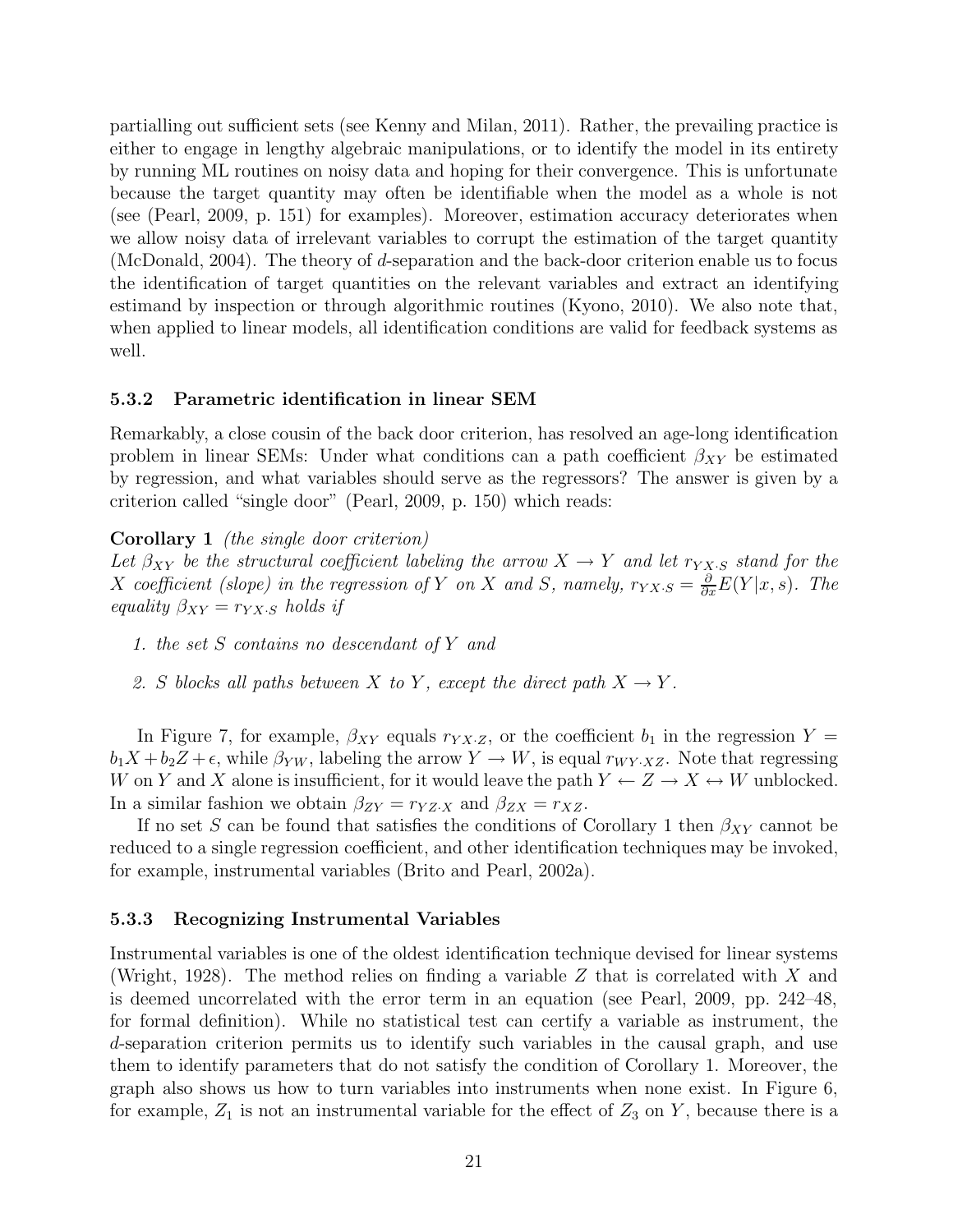partialling out sufficient sets (see Kenny and Milan, 2011). Rather, the prevailing practice is either to engage in lengthy algebraic manipulations, or to identify the model in its entirety by running ML routines on noisy data and hoping for their convergence. This is unfortunate because the target quantity may often be identifiable when the model as a whole is not (see (Pearl, 2009, p. 151) for examples). Moreover, estimation accuracy deteriorates when we allow noisy data of irrelevant variables to corrupt the estimation of the target quantity (McDonald, 2004). The theory of $d$-separation and the back-door criterion enable us to focus the identification of target quantities on the relevant variables and extract an identifying estimand by inspection or through algorithmic routines (Kyono, 2010). We also note that, when applied to linear models, all identification conditions are valid for feedback systems as well.

### 5.3.2 Parametric identification in linear SEM

Remarkably, a close cousin of the back door criterion, has resolved an age-long identification problem in linear SEMs: Under what conditions can a path coefficient $\beta_{XY}$ be estimated by regression, and what variables should serve as the regressors? The answer is given by a criterion called "single door" (Pearl, 2009, p. 150) which reads:

**Corollary 1** *(the single door criterion)*
*Let $\beta_{XY}$ be the structural coefficient labeling the arrow $X \to Y$ and let $r_{YX \cdot S}$ stand for the $X$ coefficient (slope) in the regression of $Y$ on $X$ and $S$, namely, $r_{YX \cdot S} = \frac{\partial}{\partial x} E(Y|x, s)$. The equality $\beta_{XY} = r_{YX \cdot S}$ holds if*

1. *the set $S$ contains no descendant of $Y$ and*
2. *$S$ blocks all paths between $X$ to $Y$, except the direct path $X \to Y$.*

In Figure 7, for example, $\beta_{XY}$ equals $r_{YX \cdot Z}$, or the coefficient $b_1$ in the regression $Y = b_1 X + b_2 Z + \epsilon$, while $\beta_{YW}$, labeling the arrow $Y \to W$, is equal $r_{WY \cdot XZ}$. Note that regressing $W$ on $Y$ and $X$ alone is insufficient, for it would leave the path $Y \leftarrow Z \to X \leftrightarrow W$ unblocked. In a similar fashion we obtain $\beta_{ZY} = r_{YZ \cdot X}$ and $\beta_{ZX} = r_{XZ}$.

If no set $S$ can be found that satisfies the conditions of Corollary 1 then $\beta_{XY}$ cannot be reduced to a single regression coefficient, and other identification techniques may be invoked, for example, instrumental variables (Brito and Pearl, 2002a).

### 5.3.3 Recognizing Instrumental Variables

Instrumental variables is one of the oldest identification technique devised for linear systems (Wright, 1928). The method relies on finding a variable $Z$ that is correlated with $X$ and is deemed uncorrelated with the error term in an equation (see Pearl, 2009, pp. 242–48, for formal definition). While no statistical test can certify a variable as instrument, the $d$-separation criterion permits us to identify such variables in the causal graph, and use them to identify parameters that do not satisfy the condition of Corollary 1. Moreover, the graph also shows us how to turn variables into instruments when none exist. In Figure 6, for example, $Z_1$ is not an instrumental variable for the effect of $Z_3$ on $Y$, because there is a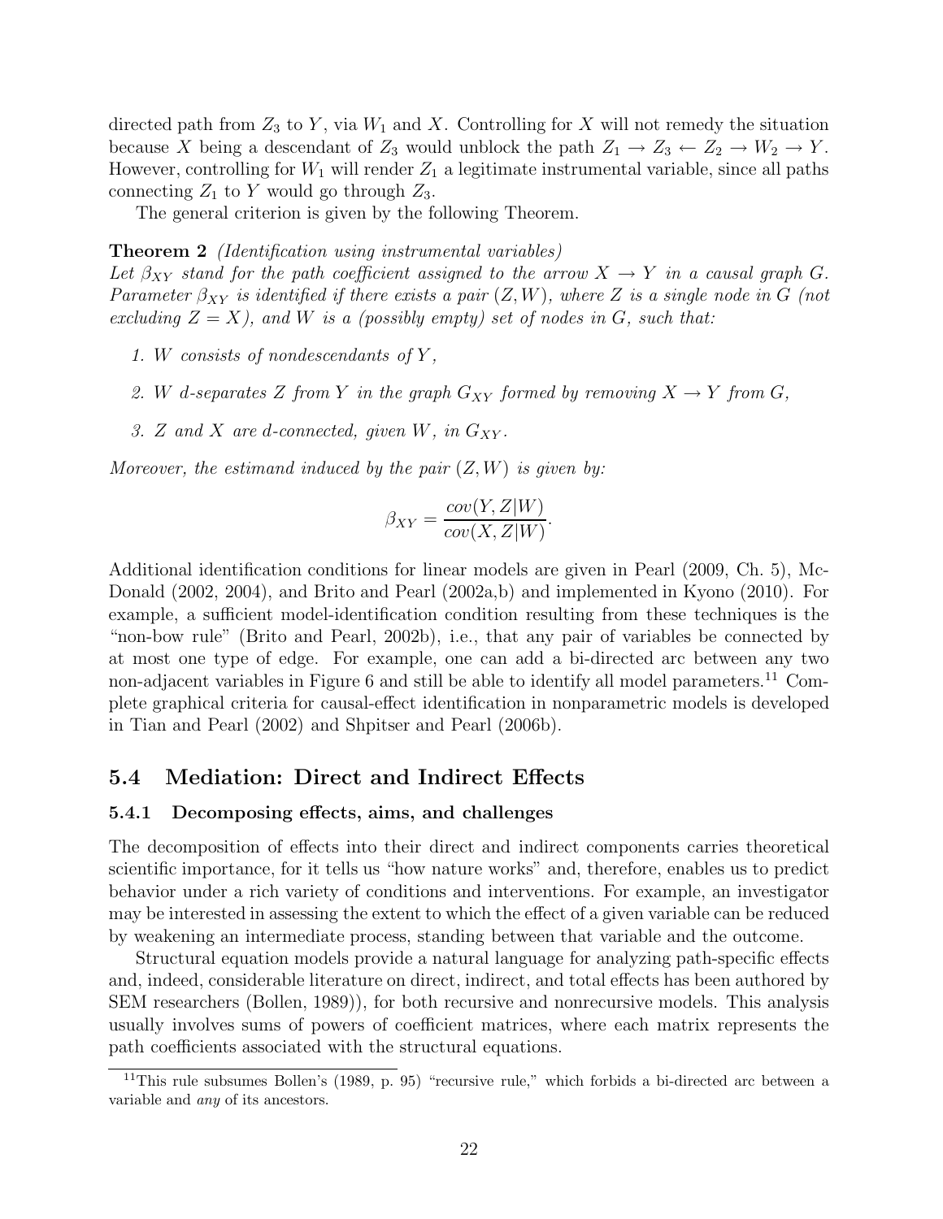directed path from $Z_3$ to $Y$, via $W_1$ and $X$. Controlling for $X$ will not remedy the situation because $X$ being a descendant of $Z_3$ would unblock the path $Z_1 \rightarrow Z_3 \leftarrow Z_2 \rightarrow W_2 \rightarrow Y$. However, controlling for $W_1$ will render $Z_1$ a legitimate instrumental variable, since all paths connecting $Z_1$ to $Y$ would go through $Z_3$.

The general criterion is given by the following Theorem.

**Theorem 2** *(Identification using instrumental variables)*
*Let $\beta_{XY}$ stand for the path coefficient assigned to the arrow $X \rightarrow Y$ in a causal graph $G$. Parameter $\beta_{XY}$ is identified if there exists a pair $(Z, W)$, where $Z$ is a single node in $G$ (not excluding $Z = X$), and $W$ is a (possibly empty) set of nodes in $G$, such that:*

1. *$W$ consists of nondescendants of $Y$,*
2. *$W$ d-separates $Z$ from $Y$ in the graph $G_{XY}$ formed by removing $X \rightarrow Y$ from $G$,*
3. *$Z$ and $X$ are d-connected, given $W$, in $G_{XY}$.*

*Moreover, the estimand induced by the pair $(Z, W)$ is given by:*

$$\beta_{XY} = \frac{cov(Y, Z|W)}{cov(X, Z|W)}.$$

Additional identification conditions for linear models are given in Pearl (2009, Ch. 5), McDonald (2002, 2004), and Brito and Pearl (2002a,b) and implemented in Kyono (2010). For example, a sufficient model-identification condition resulting from these techniques is the "non-bow rule" (Brito and Pearl, 2002b), i.e., that any pair of variables be connected by at most one type of edge. For example, one can add a bi-directed arc between any two non-adjacent variables in Figure 6 and still be able to identify all model parameters.[11] Complete graphical criteria for causal-effect identification in nonparametric models is developed in Tian and Pearl (2002) and Shpitser and Pearl (2006b).

## 5.4 Mediation: Direct and Indirect Effects

### 5.4.1 Decomposing effects, aims, and challenges

The decomposition of effects into their direct and indirect components carries theoretical scientific importance, for it tells us "how nature works" and, therefore, enables us to predict behavior under a rich variety of conditions and interventions. For example, an investigator may be interested in assessing the extent to which the effect of a given variable can be reduced by weakening an intermediate process, standing between that variable and the outcome.

Structural equation models provide a natural language for analyzing path-specific effects and, indeed, considerable literature on direct, indirect, and total effects has been authored by SEM researchers (Bollen, 1989)), for both recursive and nonrecursive models. This analysis usually involves sums of powers of coefficient matrices, where each matrix represents the path coefficients associated with the structural equations.

[11] This rule subsumes Bollen's (1989, p. 95) "recursive rule," which forbids a bi-directed arc between a variable and *any* of its ancestors.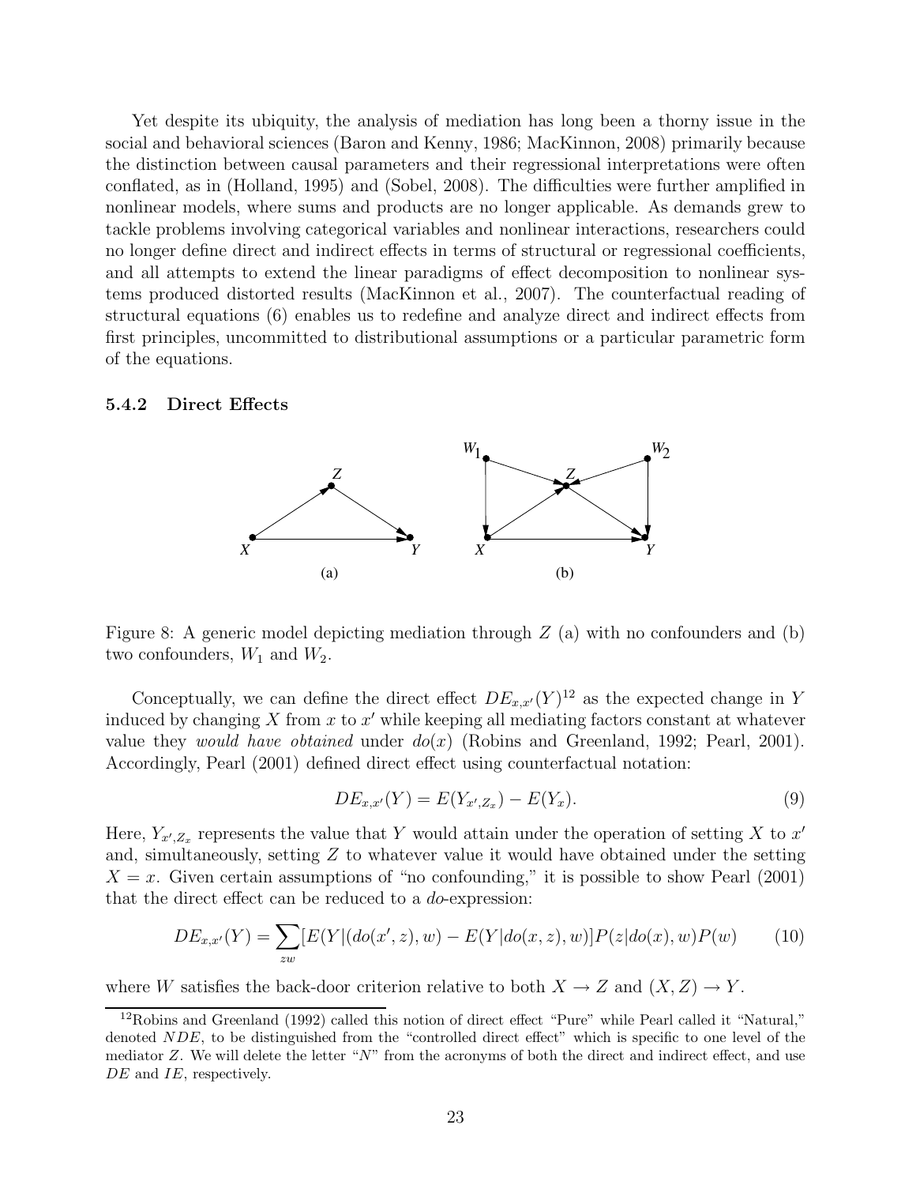Yet despite its ubiquity, the analysis of mediation has long been a thorny issue in the social and behavioral sciences (Baron and Kenny, 1986; MacKinnon, 2008) primarily because the distinction between causal parameters and their regressional interpretations were often conflated, as in (Holland, 1995) and (Sobel, 2008). The difficulties were further amplified in nonlinear models, where sums and products are no longer applicable. As demands grew to tackle problems involving categorical variables and nonlinear interactions, researchers could no longer define direct and indirect effects in terms of structural or regressional coefficients, and all attempts to extend the linear paradigms of effect decomposition to nonlinear systems produced distorted results (MacKinnon et al., 2007). The counterfactual reading of structural equations (6) enables us to redefine and analyze direct and indirect effects from first principles, uncommitted to distributional assumptions or a particular parametric form of the equations.

### 5.4.2 Direct Effects

Figure 8: A generic model depicting mediation through $Z$ (a) with no confounders and (b) two confounders, $W_1$ and $W_2$.

Conceptually, we can define the direct effect $DE_{x,x'}(Y)$[12] as the expected change in $Y$ induced by changing $X$ from $x$ to $x'$ while keeping all mediating factors constant at whatever value they *would have obtained* under $do(x)$ (Robins and Greenland, 1992; Pearl, 2001). Accordingly, Pearl (2001) defined direct effect using counterfactual notation:

$$DE_{x,x'}(Y) = E(Y_{x',Z_x}) - E(Y_x). \tag{9}$$

Here, $Y_{x',Z_x}$ represents the value that $Y$ would attain under the operation of setting $X$ to $x'$ and, simultaneously, setting $Z$ to whatever value it would have obtained under the setting $X = x$. Given certain assumptions of "no confounding," it is possible to show Pearl (2001) that the direct effect can be reduced to a *do*-expression:

$$DE_{x,x'}(Y) = \sum_{zw} [E(Y|(do(x', z), w) - E(Y|do(x, z), w)] P(z|do(x), w) P(w) \tag{10}$$

where $W$ satisfies the back-door criterion relative to both $X \rightarrow Z$ and $(X, Z) \rightarrow Y$.

[12] Robins and Greenland (1992) called this notion of direct effect "Pure" while Pearl called it "Natural," denoted $NDE$, to be distinguished from the "controlled direct effect" which is specific to one level of the mediator $Z$. We will delete the letter "$N$" from the acronyms of both the direct and indirect effect, and use $DE$ and $IE$, respectively.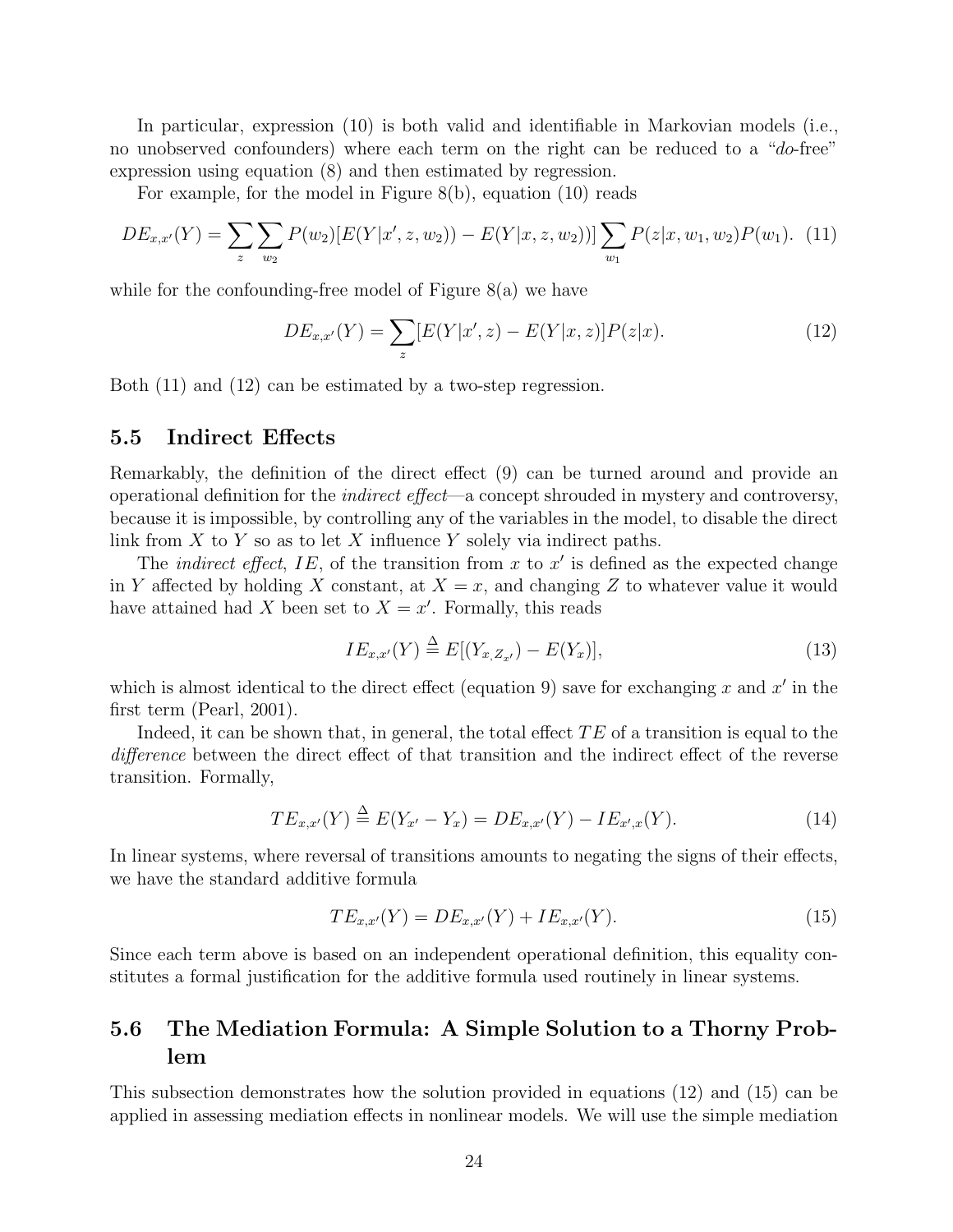In particular, expression (10) is both valid and identifiable in Markovian models (i.e., no unobserved confounders) where each term on the right can be reduced to a "*do*-free" expression using equation (8) and then estimated by regression.

For example, for the model in Figure 8(b), equation (10) reads

$$DE_{x,x'}(Y) = \sum_{z} \sum_{w_2} P(w_2)[E(Y|x', z, w_2)) - E(Y|x, z, w_2))] \sum_{w_1} P(z|x, w_1, w_2)P(w_1). \quad (11)$$

while for the confounding-free model of Figure 8(a) we have

$$DE_{x,x'}(Y) = \sum_{z} [E(Y|x', z) - E(Y|x, z)]P(z|x). \quad (12)$$

Both (11) and (12) can be estimated by a two-step regression.

## 5.5 Indirect Effects

Remarkably, the definition of the direct effect (9) can be turned around and provide an operational definition for the *indirect effect*—a concept shrouded in mystery and controversy, because it is impossible, by controlling any of the variables in the model, to disable the direct link from $X$ to $Y$ so as to let $X$ influence $Y$ solely via indirect paths.

The *indirect effect*, $IE$, of the transition from $x$ to $x'$ is defined as the expected change in $Y$ affected by holding $X$ constant, at $X = x$, and changing $Z$ to whatever value it would have attained had $X$ been set to $X = x'$. Formally, this reads

$$IE_{x,x'}(Y) \triangleq E[(Y_{x,Z_{x'}}) - E(Y_x)], \quad (13)$$

which is almost identical to the direct effect (equation 9) save for exchanging $x$ and $x'$ in the first term (Pearl, 2001).

Indeed, it can be shown that, in general, the total effect $TE$ of a transition is equal to the *difference* between the direct effect of that transition and the indirect effect of the reverse transition. Formally,

$$TE_{x,x'}(Y) \triangleq E(Y_{x'} - Y_x) = DE_{x,x'}(Y) - IE_{x',x}(Y). \quad (14)$$

In linear systems, where reversal of transitions amounts to negating the signs of their effects, we have the standard additive formula

$$TE_{x,x'}(Y) = DE_{x,x'}(Y) + IE_{x,x'}(Y). \quad (15)$$

Since each term above is based on an independent operational definition, this equality constitutes a formal justification for the additive formula used routinely in linear systems.

## 5.6 The Mediation Formula: A Simple Solution to a Thorny Problem

This subsection demonstrates how the solution provided in equations (12) and (15) can be applied in assessing mediation effects in nonlinear models. We will use the simple mediation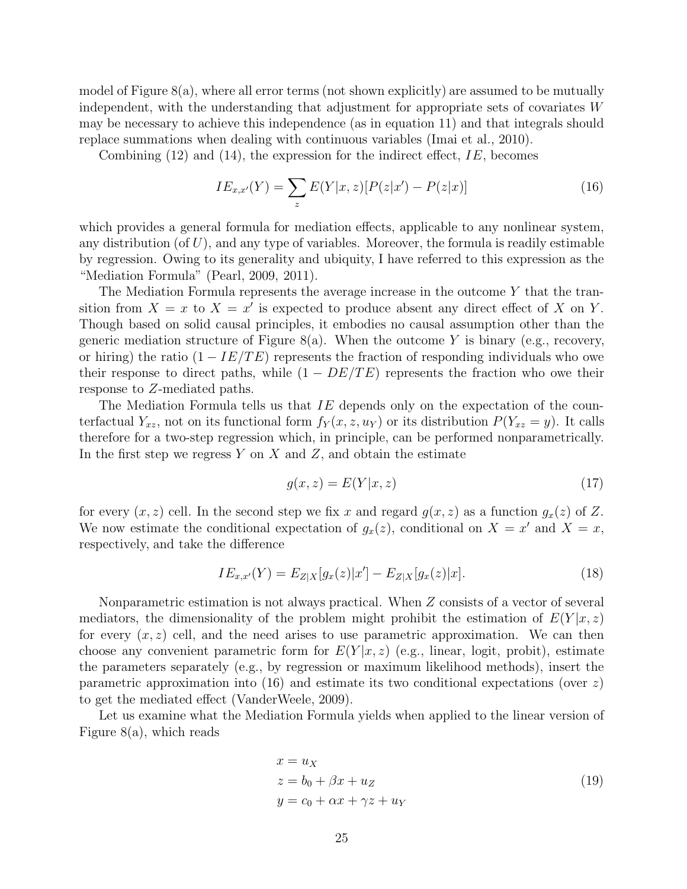model of Figure 8(a), where all error terms (not shown explicitly) are assumed to be mutually independent, with the understanding that adjustment for appropriate sets of covariates $W$ may be necessary to achieve this independence (as in equation 11) and that integrals should replace summations when dealing with continuous variables (Imai et al., 2010).

Combining (12) and (14), the expression for the indirect effect, $IE$, becomes

$$IE_{x,x'}(Y) = \sum_{z} E(Y|x,z)[P(z|x') - P(z|x)] \tag{16}$$

which provides a general formula for mediation effects, applicable to any nonlinear system, any distribution (of $U$), and any type of variables. Moreover, the formula is readily estimable by regression. Owing to its generality and ubiquity, I have referred to this expression as the "Mediation Formula" (Pearl, 2009, 2011).

The Mediation Formula represents the average increase in the outcome $Y$ that the transition from $X = x$ to $X = x'$ is expected to produce absent any direct effect of $X$ on $Y$. Though based on solid causal principles, it embodies no causal assumption other than the generic mediation structure of Figure 8(a). When the outcome $Y$ is binary (e.g., recovery, or hiring) the ratio $(1 - IE/TE)$ represents the fraction of responding individuals who owe their response to direct paths, while $(1 - DE/TE)$ represents the fraction who owe their response to $Z$-mediated paths.

The Mediation Formula tells us that $IE$ depends only on the expectation of the counterfactual $Y_{xz}$, not on its functional form $f_Y(x, z, u_Y)$ or its distribution $P(Y_{xz} = y)$. It calls therefore for a two-step regression which, in principle, can be performed nonparametrically. In the first step we regress $Y$ on $X$ and $Z$, and obtain the estimate

$$g(x,z) = E(Y|x,z) \tag{17}$$

for every $(x, z)$ cell. In the second step we fix $x$ and regard $g(x, z)$ as a function $g_x(z)$ of $Z$. We now estimate the conditional expectation of $g_x(z)$, conditional on $X = x'$ and $X = x$, respectively, and take the difference

$$IE_{x,x'}(Y) = E_{Z|X}[g_x(z)|x'] - E_{Z|X}[g_x(z)|x]. \tag{18}$$

Nonparametric estimation is not always practical. When $Z$ consists of a vector of several mediators, the dimensionality of the problem might prohibit the estimation of $E(Y|x, z)$ for every $(x, z)$ cell, and the need arises to use parametric approximation. We can then choose any convenient parametric form for $E(Y|x, z)$ (e.g., linear, logit, probit), estimate the parameters separately (e.g., by regression or maximum likelihood methods), insert the parametric approximation into (16) and estimate its two conditional expectations (over $z$) to get the mediated effect (VanderWeele, 2009).

Let us examine what the Mediation Formula yields when applied to the linear version of Figure 8(a), which reads

$$\begin{aligned} x &= u_X \\ z &= b_0 + \beta x + u_Z \\ y &= c_0 + \alpha x + \gamma z + u_Y \end{aligned} \tag{19}$$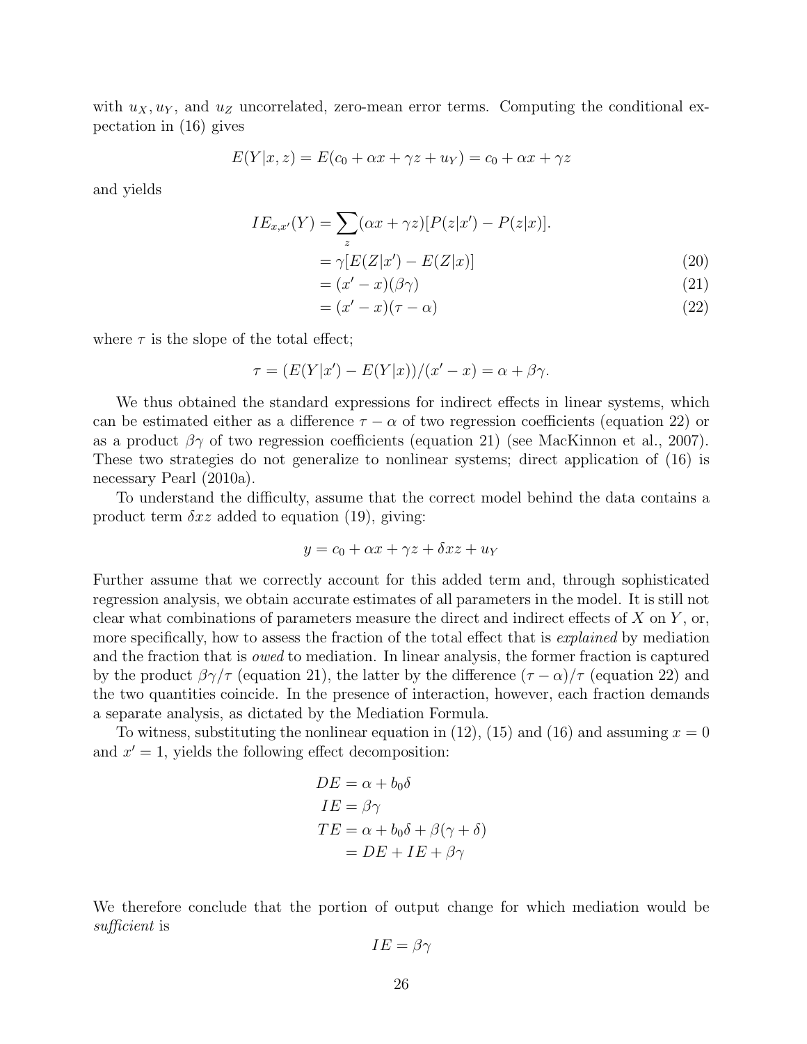with $u_X, u_Y$, and $u_Z$ uncorrelated, zero-mean error terms. Computing the conditional expectation in (16) gives

$$E(Y|x,z) = E(c_0 + \alpha x + \gamma z + u_Y) = c_0 + \alpha x + \gamma z$$

and yields

$$\begin{aligned}
IE_{x,x'}(Y) &= \sum_z (\alpha x + \gamma z)[P(z|x') - P(z|x)]. \\
&= \gamma [E(Z|x') - E(Z|x)] && (20) \\
&= (x' - x)(\beta\gamma) && (21) \\
&= (x' - x)(\tau - \alpha) && (22)
\end{aligned}$$

where $\tau$ is the slope of the total effect;

$$\tau = (E(Y|x') - E(Y|x))/(x' - x) = \alpha + \beta\gamma.$$

We thus obtained the standard expressions for indirect effects in linear systems, which can be estimated either as a difference $\tau - \alpha$ of two regression coefficients (equation 22) or as a product $\beta\gamma$ of two regression coefficients (equation 21) (see MacKinnon et al., 2007). These two strategies do not generalize to nonlinear systems; direct application of (16) is necessary Pearl (2010a).

To understand the difficulty, assume that the correct model behind the data contains a product term $\delta xz$ added to equation (19), giving:

$$y = c_0 + \alpha x + \gamma z + \delta xz + u_Y$$

Further assume that we correctly account for this added term and, through sophisticated regression analysis, we obtain accurate estimates of all parameters in the model. It is still not clear what combinations of parameters measure the direct and indirect effects of $X$ on $Y$, or, more specifically, how to assess the fraction of the total effect that is *explained* by mediation and the fraction that is *owed* to mediation. In linear analysis, the former fraction is captured by the product $\beta\gamma/\tau$ (equation 21), the latter by the difference $(\tau - \alpha)/\tau$ (equation 22) and the two quantities coincide. In the presence of interaction, however, each fraction demands a separate analysis, as dictated by the Mediation Formula.

To witness, substituting the nonlinear equation in (12), (15) and (16) and assuming $x = 0$ and $x' = 1$, yields the following effect decomposition:

$$\begin{aligned}
DE &= \alpha + b_0\delta \\
IE &= \beta\gamma \\
TE &= \alpha + b_0\delta + \beta(\gamma + \delta) \\
&= DE + IE + \beta\gamma
\end{aligned}$$

We therefore conclude that the portion of output change for which mediation would be *sufficient* is

$$IE = \beta\gamma$$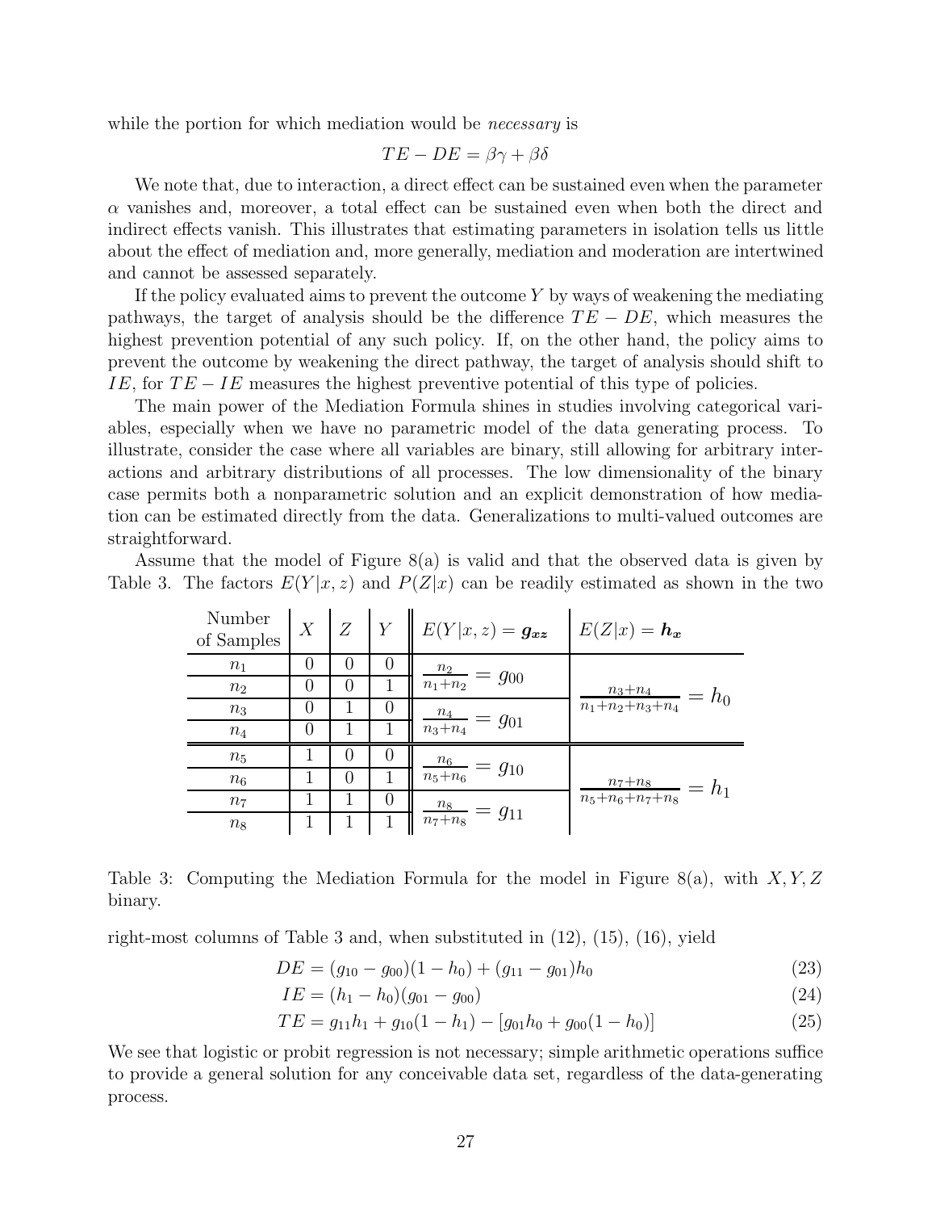while the portion for which mediation would be *necessary* is

$$TE - DE = \beta\gamma + \beta\delta$$

We note that, due to interaction, a direct effect can be sustained even when the parameter $\alpha$ vanishes and, moreover, a total effect can be sustained even when both the direct and indirect effects vanish. This illustrates that estimating parameters in isolation tells us little about the effect of mediation and, more generally, mediation and moderation are intertwined and cannot be assessed separately.

If the policy evaluated aims to prevent the outcome $Y$ by ways of weakening the mediating pathways, the target of analysis should be the difference $TE - DE$, which measures the highest prevention potential of any such policy. If, on the other hand, the policy aims to prevent the outcome by weakening the direct pathway, the target of analysis should shift to $IE$, for $TE - IE$ measures the highest preventive potential of this type of policies.

The main power of the Mediation Formula shines in studies involving categorical variables, especially when we have no parametric model of the data generating process. To illustrate, consider the case where all variables are binary, still allowing for arbitrary interactions and arbitrary distributions of all processes. The low dimensionality of the binary case permits both a nonparametric solution and an explicit demonstration of how mediation can be estimated directly from the data. Generalizations to multi-valued outcomes are straightforward.

Assume that the model of Figure 8(a) is valid and that the observed data is given by Table 3. The factors $E(Y|x,z)$ and $P(Z|x)$ can be readily estimated as shown in the two

| Number of Samples | $X$ | $Z$ | $Y$ | $E(Y\|x,z) = \boldsymbol{g_{xz}}$ | $E(Z\|x) = \boldsymbol{h_x}$ |
|---|---|---|---|---|---|
| $n_1$ | 0 | 0 | 0 | $\frac{n_2}{n_1+n_2} = g_{00}$ | $\frac{n_3+n_4}{n_1+n_2+n_3+n_4} = h_0$ |
| $n_2$ | 0 | 0 | 1 | | |
| $n_3$ | 0 | 1 | 0 | $\frac{n_4}{n_3+n_4} = g_{01}$ | |
| $n_4$ | 0 | 1 | 1 | | |
| $n_5$ | 1 | 0 | 0 | $\frac{n_6}{n_5+n_6} = g_{10}$ | $\frac{n_7+n_8}{n_5+n_6+n_7+n_8} = h_1$ |
| $n_6$ | 1 | 0 | 1 | | |
| $n_7$ | 1 | 1 | 0 | $\frac{n_8}{n_7+n_8} = g_{11}$ | |
| $n_8$ | 1 | 1 | 1 | | |

Table 3: Computing the Mediation Formula for the model in Figure 8(a), with $X, Y, Z$ binary.

right-most columns of Table 3 and, when substituted in (12), (15), (16), yield

$$DE = (g_{10} - g_{00})(1 - h_0) + (g_{11} - g_{01})h_0 \tag{23}$$

$$IE = (h_1 - h_0)(g_{01} - g_{00}) \tag{24}$$

$$TE = g_{11}h_1 + g_{10}(1 - h_1) - [g_{01}h_0 + g_{00}(1 - h_0)] \tag{25}$$

We see that logistic or probit regression is not necessary; simple arithmetic operations suffice to provide a general solution for any conceivable data set, regardless of the data-generating process.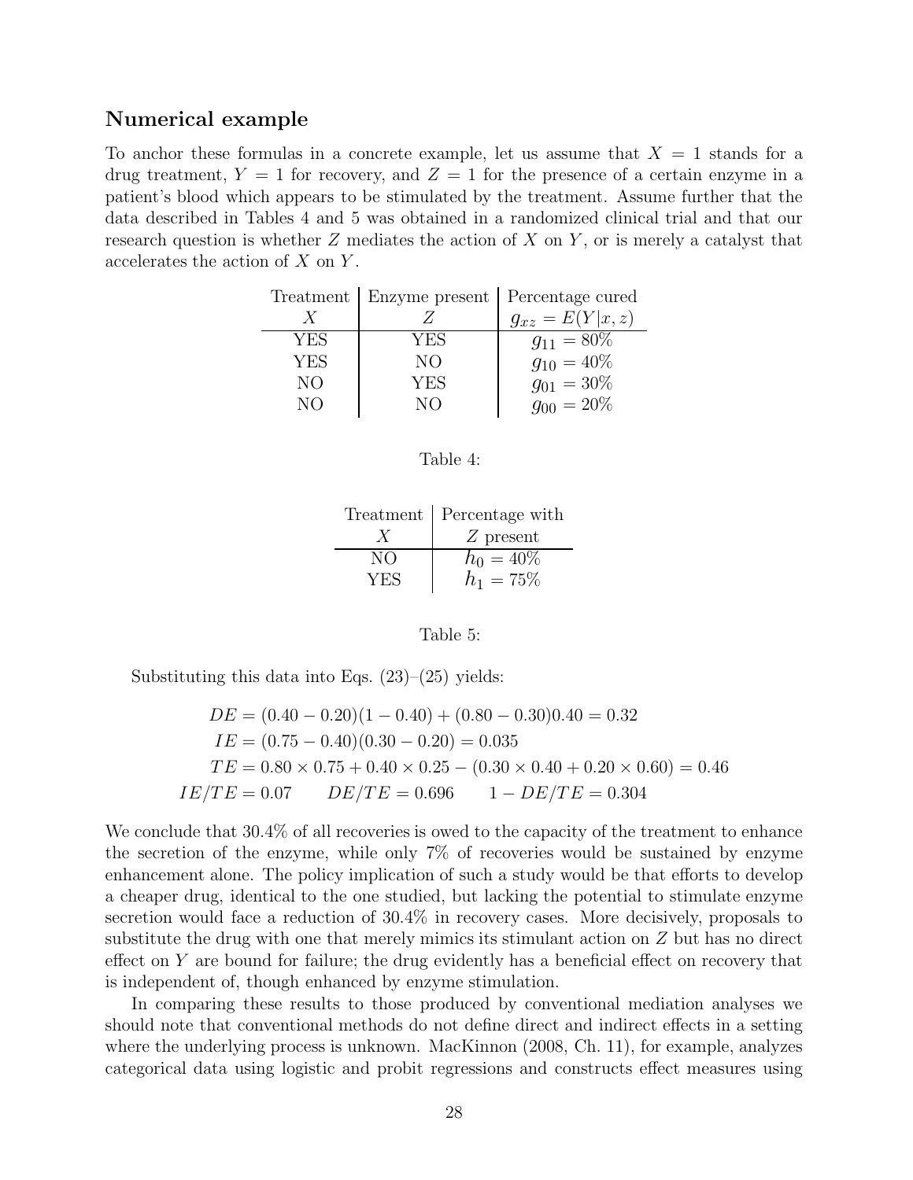## Numerical example

To anchor these formulas in a concrete example, let us assume that $X = 1$ stands for a drug treatment, $Y = 1$ for recovery, and $Z = 1$ for the presence of a certain enzyme in a patient's blood which appears to be stimulated by the treatment. Assume further that the data described in Tables 4 and 5 was obtained in a randomized clinical trial and that our research question is whether $Z$ mediates the action of $X$ on $Y$, or is merely a catalyst that accelerates the action of $X$ on $Y$.

| Treatment $X$ | Enzyme present $Z$ | Percentage cured $g_{xz} = E(Y\|x, z)$ |
|---|---|---|
| YES | YES | $g_{11} = 80\%$ |
| YES | NO | $g_{10} = 40\%$ |
| NO | YES | $g_{01} = 30\%$ |
| NO | NO | $g_{00} = 20\%$ |

Table 4:

| Treatment $X$ | Percentage with $Z$ present |
|---|---|
| NO | $h_0 = 40\%$ |
| YES | $h_1 = 75\%$ |

Table 5:

Substituting this data into Eqs. (23)–(25) yields:

$$
\begin{aligned}
DE &= (0.40 - 0.20)(1 - 0.40) + (0.80 - 0.30)0.40 = 0.32 \\
IE &= (0.75 - 0.40)(0.30 - 0.20) = 0.035 \\
TE &= 0.80 \times 0.75 + 0.40 \times 0.25 - (0.30 \times 0.40 + 0.20 \times 0.60) = 0.46 \\
IE/TE &= 0.07 \qquad DE/TE = 0.696 \qquad 1 - DE/TE = 0.304
\end{aligned}
$$

We conclude that 30.4% of all recoveries is owed to the capacity of the treatment to enhance the secretion of the enzyme, while only 7% of recoveries would be sustained by enzyme enhancement alone. The policy implication of such a study would be that efforts to develop a cheaper drug, identical to the one studied, but lacking the potential to stimulate enzyme secretion would face a reduction of 30.4% in recovery cases. More decisively, proposals to substitute the drug with one that merely mimics its stimulant action on $Z$ but has no direct effect on $Y$ are bound for failure; the drug evidently has a beneficial effect on recovery that is independent of, though enhanced by enzyme stimulation.

In comparing these results to those produced by conventional mediation analyses we should note that conventional methods do not define direct and indirect effects in a setting where the underlying process is unknown. MacKinnon (2008, Ch. 11), for example, analyzes categorical data using logistic and probit regressions and constructs effect measures using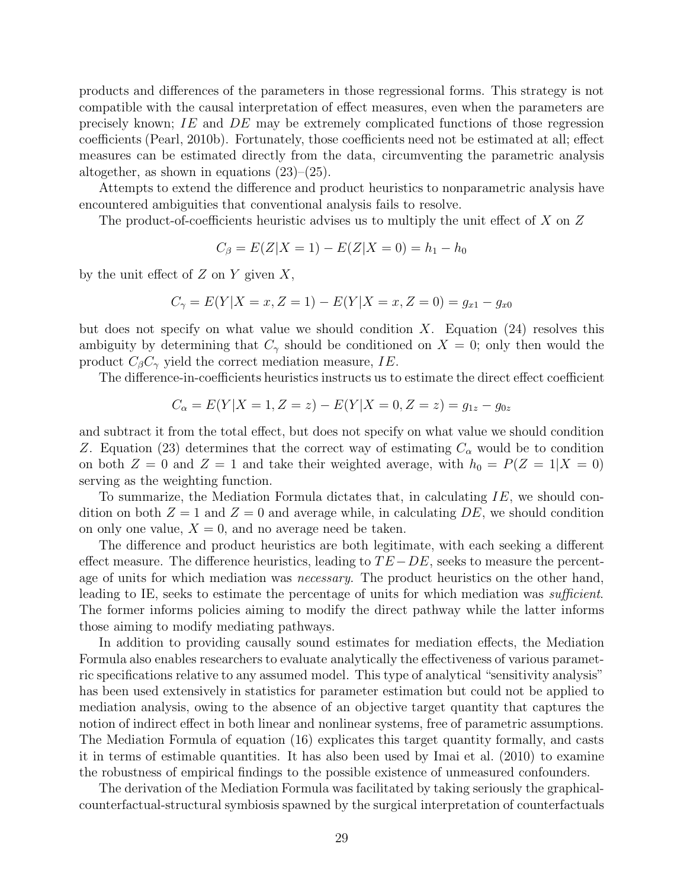products and differences of the parameters in those regressional forms. This strategy is not compatible with the causal interpretation of effect measures, even when the parameters are precisely known; $IE$ and $DE$ may be extremely complicated functions of those regression coefficients (Pearl, 2010b). Fortunately, those coefficients need not be estimated at all; effect measures can be estimated directly from the data, circumventing the parametric analysis altogether, as shown in equations (23)–(25).

Attempts to extend the difference and product heuristics to nonparametric analysis have encountered ambiguities that conventional analysis fails to resolve.

The product-of-coefficients heuristic advises us to multiply the unit effect of $X$ on $Z$

$$C_\beta = E(Z|X=1) - E(Z|X=0) = h_1 - h_0$$

by the unit effect of $Z$ on $Y$ given $X$,

$$C_\gamma = E(Y|X=x, Z=1) - E(Y|X=x, Z=0) = g_{x1} - g_{x0}$$

but does not specify on what value we should condition $X$. Equation (24) resolves this ambiguity by determining that $C_\gamma$ should be conditioned on $X = 0$; only then would the product $C_\beta C_\gamma$ yield the correct mediation measure, $IE$.

The difference-in-coefficients heuristics instructs us to estimate the direct effect coefficient

$$C_\alpha = E(Y|X=1, Z=z) - E(Y|X=0, Z=z) = g_{1z} - g_{0z}$$

and subtract it from the total effect, but does not specify on what value we should condition $Z$. Equation (23) determines that the correct way of estimating $C_\alpha$ would be to condition on both $Z = 0$ and $Z = 1$ and take their weighted average, with $h_0 = P(Z = 1|X = 0)$ serving as the weighting function.

To summarize, the Mediation Formula dictates that, in calculating $IE$, we should condition on both $Z = 1$ and $Z = 0$ and average while, in calculating $DE$, we should condition on only one value, $X = 0$, and no average need be taken.

The difference and product heuristics are both legitimate, with each seeking a different effect measure. The difference heuristics, leading to $TE - DE$, seeks to measure the percentage of units for which mediation was *necessary*. The product heuristics on the other hand, leading to IE, seeks to estimate the percentage of units for which mediation was *sufficient*. The former informs policies aiming to modify the direct pathway while the latter informs those aiming to modify mediating pathways.

In addition to providing causally sound estimates for mediation effects, the Mediation Formula also enables researchers to evaluate analytically the effectiveness of various parametric specifications relative to any assumed model. This type of analytical "sensitivity analysis" has been used extensively in statistics for parameter estimation but could not be applied to mediation analysis, owing to the absence of an objective target quantity that captures the notion of indirect effect in both linear and nonlinear systems, free of parametric assumptions. The Mediation Formula of equation (16) explicates this target quantity formally, and casts it in terms of estimable quantities. It has also been used by Imai et al. (2010) to examine the robustness of empirical findings to the possible existence of unmeasured confounders.

The derivation of the Mediation Formula was facilitated by taking seriously the graphical-counterfactual-structural symbiosis spawned by the surgical interpretation of counterfactuals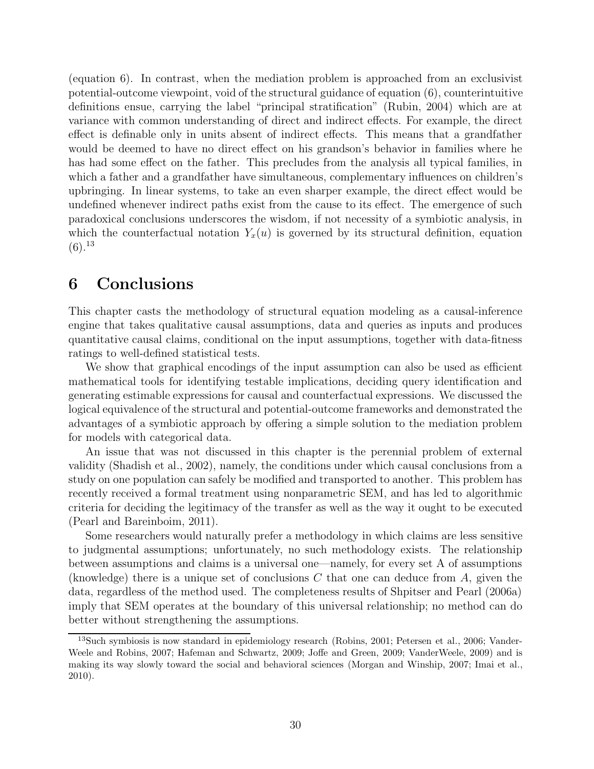(equation 6). In contrast, when the mediation problem is approached from an exclusivist potential-outcome viewpoint, void of the structural guidance of equation (6), counterintuitive definitions ensue, carrying the label "principal stratification" (Rubin, 2004) which are at variance with common understanding of direct and indirect effects. For example, the direct effect is definable only in units absent of indirect effects. This means that a grandfather would be deemed to have no direct effect on his grandson's behavior in families where he has had some effect on the father. This precludes from the analysis all typical families, in which a father and a grandfather have simultaneous, complementary influences on children's upbringing. In linear systems, to take an even sharper example, the direct effect would be undefined whenever indirect paths exist from the cause to its effect. The emergence of such paradoxical conclusions underscores the wisdom, if not necessity of a symbiotic analysis, in which the counterfactual notation $Y_x(u)$ is governed by its structural definition, equation (6).[13]

# 6 Conclusions

This chapter casts the methodology of structural equation modeling as a causal-inference engine that takes qualitative causal assumptions, data and queries as inputs and produces quantitative causal claims, conditional on the input assumptions, together with data-fitness ratings to well-defined statistical tests.

We show that graphical encodings of the input assumption can also be used as efficient mathematical tools for identifying testable implications, deciding query identification and generating estimable expressions for causal and counterfactual expressions. We discussed the logical equivalence of the structural and potential-outcome frameworks and demonstrated the advantages of a symbiotic approach by offering a simple solution to the mediation problem for models with categorical data.

An issue that was not discussed in this chapter is the perennial problem of external validity (Shadish et al., 2002), namely, the conditions under which causal conclusions from a study on one population can safely be modified and transported to another. This problem has recently received a formal treatment using nonparametric SEM, and has led to algorithmic criteria for deciding the legitimacy of the transfer as well as the way it ought to be executed (Pearl and Bareinboim, 2011).

Some researchers would naturally prefer a methodology in which claims are less sensitive to judgmental assumptions; unfortunately, no such methodology exists. The relationship between assumptions and claims is a universal one—namely, for every set A of assumptions (knowledge) there is a unique set of conclusions $C$ that one can deduce from $A$, given the data, regardless of the method used. The completeness results of Shpitser and Pearl (2006a) imply that SEM operates at the boundary of this universal relationship; no method can do better without strengthening the assumptions.

---

[13] Such symbiosis is now standard in epidemiology research (Robins, 2001; Petersen et al., 2006; VanderWeele and Robins, 2007; Hafeman and Schwartz, 2009; Joffe and Green, 2009; VanderWeele, 2009) and is making its way slowly toward the social and behavioral sciences (Morgan and Winship, 2007; Imai et al., 2010).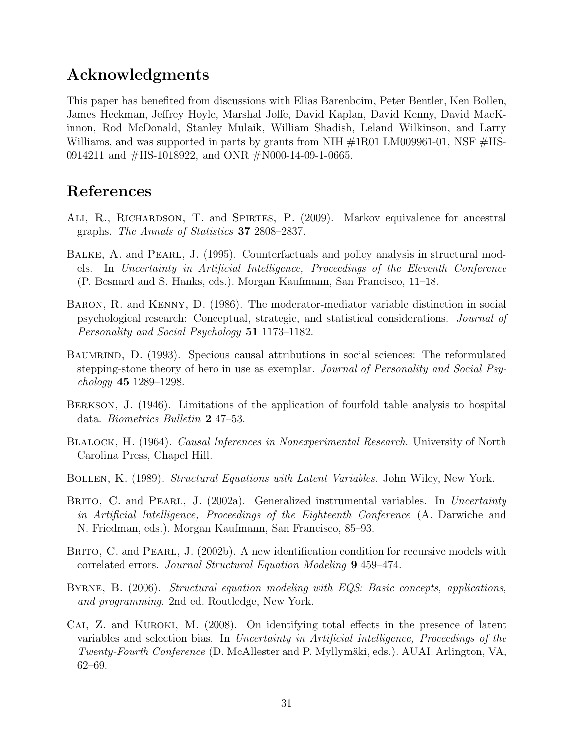## Acknowledgments

This paper has benefited from discussions with Elias Barenboim, Peter Bentler, Ken Bollen, James Heckman, Jeffrey Hoyle, Marshal Joffe, David Kaplan, David Kenny, David MacKinnon, Rod McDonald, Stanley Mulaik, William Shadish, Leland Wilkinson, and Larry Williams, and was supported in parts by grants from NIH #1R01 LM009961-01, NSF #IIS-0914211 and #IIS-1018922, and ONR #N000-14-09-1-0665.

## References

Ali, R., Richardson, T. and Spirtes, P. (2009). Markov equivalence for ancestral graphs. *The Annals of Statistics* **37** 2808–2837.

Balke, A. and Pearl, J. (1995). Counterfactuals and policy analysis in structural models. In *Uncertainty in Artificial Intelligence, Proceedings of the Eleventh Conference* (P. Besnard and S. Hanks, eds.). Morgan Kaufmann, San Francisco, 11–18.

Baron, R. and Kenny, D. (1986). The moderator-mediator variable distinction in social psychological research: Conceptual, strategic, and statistical considerations. *Journal of Personality and Social Psychology* **51** 1173–1182.

Baumrind, D. (1993). Specious causal attributions in social sciences: The reformulated stepping-stone theory of hero in use as exemplar. *Journal of Personality and Social Psychology* **45** 1289–1298.

Berkson, J. (1946). Limitations of the application of fourfold table analysis to hospital data. *Biometrics Bulletin* **2** 47–53.

Blalock, H. (1964). *Causal Inferences in Nonexperimental Research*. University of North Carolina Press, Chapel Hill.

Bollen, K. (1989). *Structural Equations with Latent Variables*. John Wiley, New York.

Brito, C. and Pearl, J. (2002a). Generalized instrumental variables. In *Uncertainty in Artificial Intelligence, Proceedings of the Eighteenth Conference* (A. Darwiche and N. Friedman, eds.). Morgan Kaufmann, San Francisco, 85–93.

Brito, C. and Pearl, J. (2002b). A new identification condition for recursive models with correlated errors. *Journal Structural Equation Modeling* **9** 459–474.

Byrne, B. (2006). *Structural equation modeling with EQS: Basic concepts, applications, and programming*. 2nd ed. Routledge, New York.

Cai, Z. and Kuroki, M. (2008). On identifying total effects in the presence of latent variables and selection bias. In *Uncertainty in Artificial Intelligence, Proceedings of the Twenty-Fourth Conference* (D. McAllester and P. Myllymäki, eds.). AUAI, Arlington, VA, 62–69.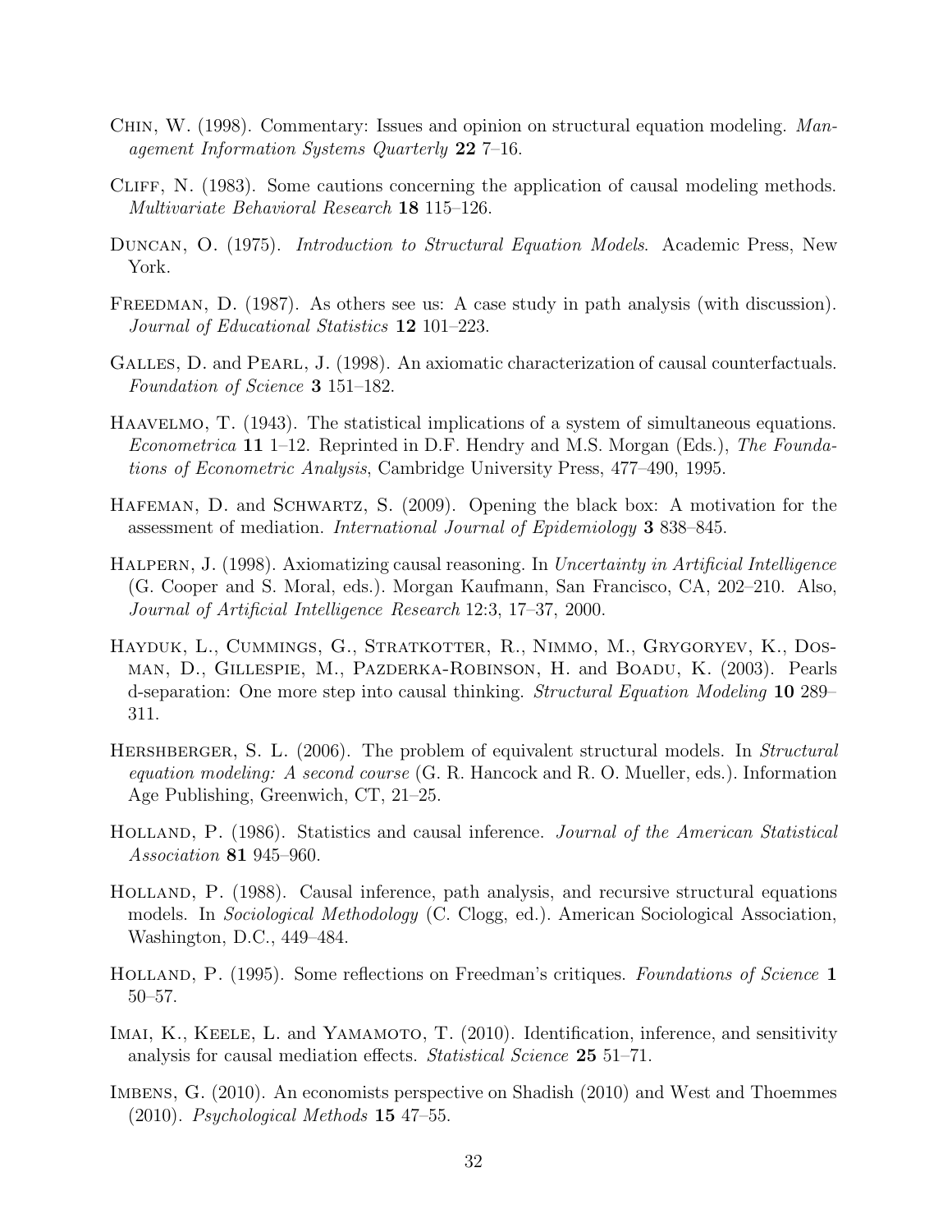Chin, W. (1998). Commentary: Issues and opinion on structural equation modeling. *Management Information Systems Quarterly* **22** 7–16.

Cliff, N. (1983). Some cautions concerning the application of causal modeling methods. *Multivariate Behavioral Research* **18** 115–126.

Duncan, O. (1975). *Introduction to Structural Equation Models*. Academic Press, New York.

Freedman, D. (1987). As others see us: A case study in path analysis (with discussion). *Journal of Educational Statistics* **12** 101–223.

Galles, D. and Pearl, J. (1998). An axiomatic characterization of causal counterfactuals. *Foundation of Science* **3** 151–182.

Haavelmo, T. (1943). The statistical implications of a system of simultaneous equations. *Econometrica* **11** 1–12. Reprinted in D.F. Hendry and M.S. Morgan (Eds.), *The Foundations of Econometric Analysis*, Cambridge University Press, 477–490, 1995.

Hafeman, D. and Schwartz, S. (2009). Opening the black box: A motivation for the assessment of mediation. *International Journal of Epidemiology* **3** 838–845.

Halpern, J. (1998). Axiomatizing causal reasoning. In *Uncertainty in Artificial Intelligence* (G. Cooper and S. Moral, eds.). Morgan Kaufmann, San Francisco, CA, 202–210. Also, *Journal of Artificial Intelligence Research* 12:3, 17–37, 2000.

Hayduk, L., Cummings, G., Stratkotter, R., Nimmo, M., Grygoryev, K., Dosman, D., Gillespie, M., Pazderka-Robinson, H. and Boadu, K. (2003). Pearls d-separation: One more step into causal thinking. *Structural Equation Modeling* **10** 289–311.

Hershberger, S. L. (2006). The problem of equivalent structural models. In *Structural equation modeling: A second course* (G. R. Hancock and R. O. Mueller, eds.). Information Age Publishing, Greenwich, CT, 21–25.

Holland, P. (1986). Statistics and causal inference. *Journal of the American Statistical Association* **81** 945–960.

Holland, P. (1988). Causal inference, path analysis, and recursive structural equations models. In *Sociological Methodology* (C. Clogg, ed.). American Sociological Association, Washington, D.C., 449–484.

Holland, P. (1995). Some reflections on Freedman's critiques. *Foundations of Science* **1** 50–57.

Imai, K., Keele, L. and Yamamoto, T. (2010). Identification, inference, and sensitivity analysis for causal mediation effects. *Statistical Science* **25** 51–71.

Imbens, G. (2010). An economists perspective on Shadish (2010) and West and Thoemmes (2010). *Psychological Methods* **15** 47–55.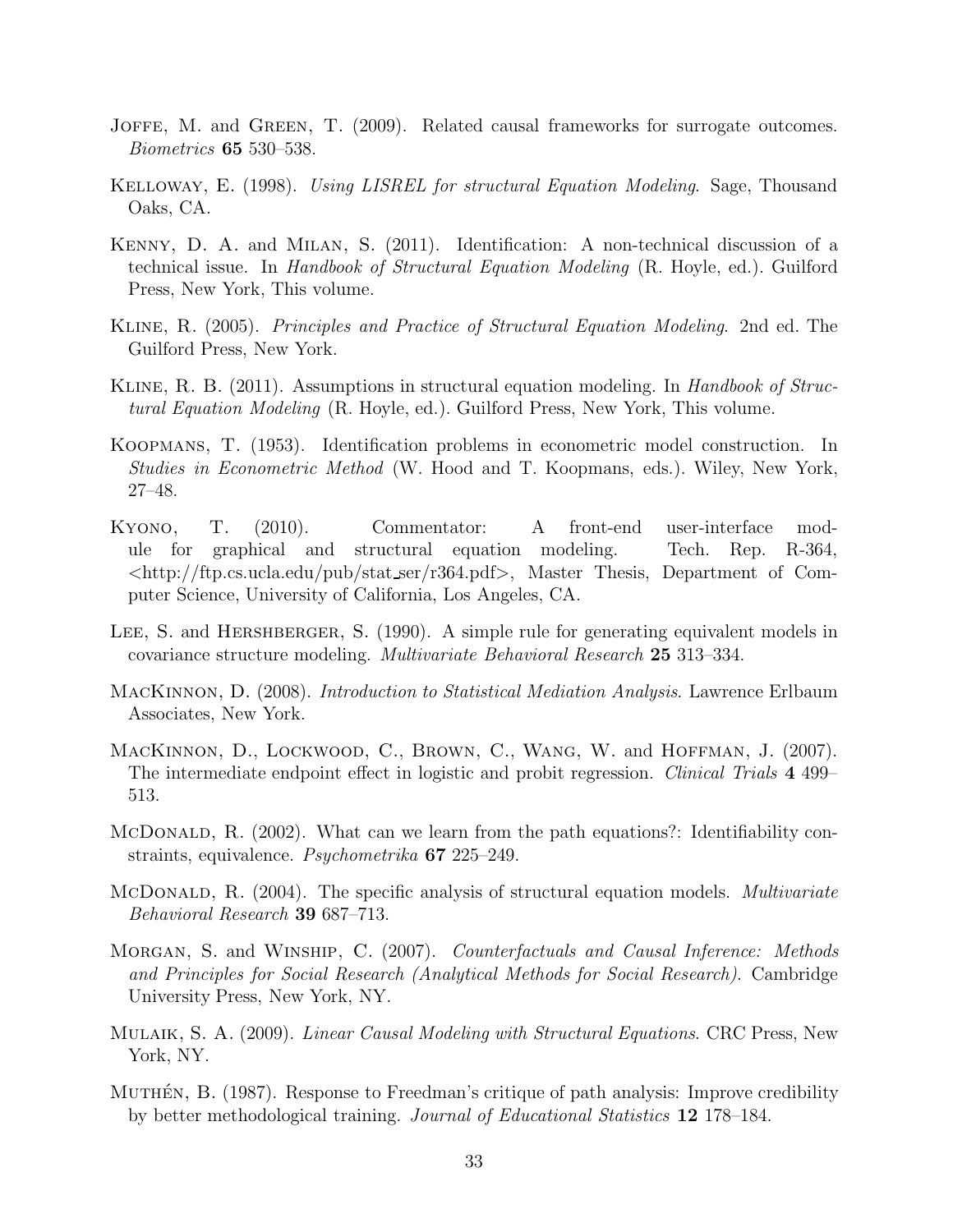Joffe, M. and Green, T. (2009). Related causal frameworks for surrogate outcomes. *Biometrics* **65** 530–538.

Kelloway, E. (1998). *Using LISREL for structural Equation Modeling*. Sage, Thousand Oaks, CA.

Kenny, D. A. and Milan, S. (2011). Identification: A non-technical discussion of a technical issue. In *Handbook of Structural Equation Modeling* (R. Hoyle, ed.). Guilford Press, New York, This volume.

Kline, R. (2005). *Principles and Practice of Structural Equation Modeling*. 2nd ed. The Guilford Press, New York.

Kline, R. B. (2011). Assumptions in structural equation modeling. In *Handbook of Structural Equation Modeling* (R. Hoyle, ed.). Guilford Press, New York, This volume.

Koopmans, T. (1953). Identification problems in econometric model construction. In *Studies in Econometric Method* (W. Hood and T. Koopmans, eds.). Wiley, New York, 27–48.

Kyono, T. (2010). Commentator: A front-end user-interface module for graphical and structural equation modeling. Tech. Rep. R-364, <http://ftp.cs.ucla.edu/pub/stat_ser/r364.pdf>, Master Thesis, Department of Computer Science, University of California, Los Angeles, CA.

Lee, S. and Hershberger, S. (1990). A simple rule for generating equivalent models in covariance structure modeling. *Multivariate Behavioral Research* **25** 313–334.

MacKinnon, D. (2008). *Introduction to Statistical Mediation Analysis*. Lawrence Erlbaum Associates, New York.

MacKinnon, D., Lockwood, C., Brown, C., Wang, W. and Hoffman, J. (2007). The intermediate endpoint effect in logistic and probit regression. *Clinical Trials* **4** 499–513.

McDonald, R. (2002). What can we learn from the path equations?: Identifiability constraints, equivalence. *Psychometrika* **67** 225–249.

McDonald, R. (2004). The specific analysis of structural equation models. *Multivariate Behavioral Research* **39** 687–713.

Morgan, S. and Winship, C. (2007). *Counterfactuals and Causal Inference: Methods and Principles for Social Research (Analytical Methods for Social Research)*. Cambridge University Press, New York, NY.

Mulaik, S. A. (2009). *Linear Causal Modeling with Structural Equations*. CRC Press, New York, NY.

Muthén, B. (1987). Response to Freedman's critique of path analysis: Improve credibility by better methodological training. *Journal of Educational Statistics* **12** 178–184.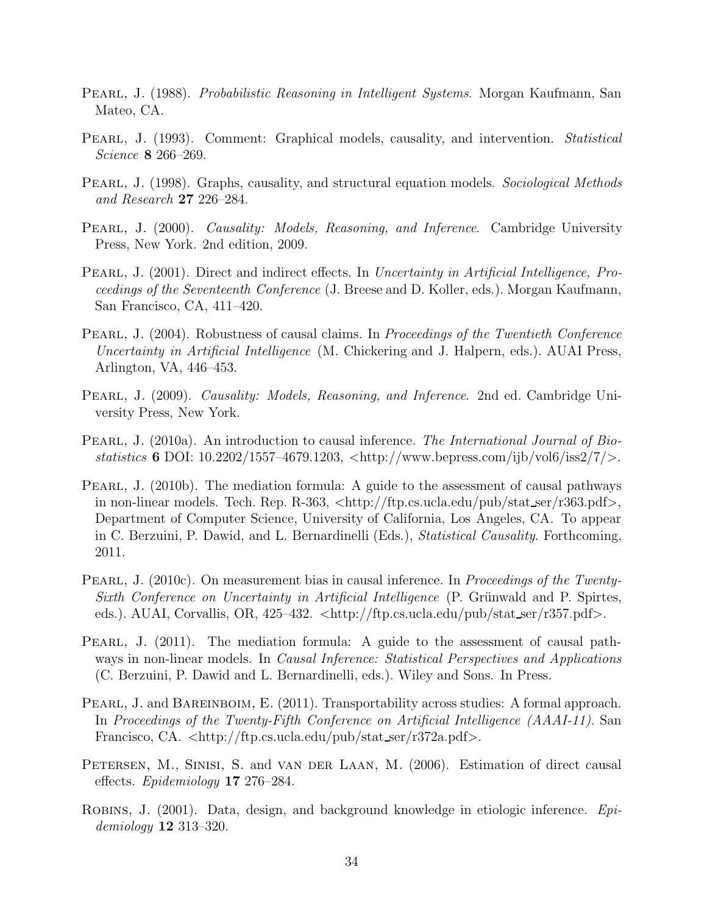Pearl, J. (1988). *Probabilistic Reasoning in Intelligent Systems*. Morgan Kaufmann, San Mateo, CA.

Pearl, J. (1993). Comment: Graphical models, causality, and intervention. *Statistical Science* **8** 266–269.

Pearl, J. (1998). Graphs, causality, and structural equation models. *Sociological Methods and Research* **27** 226–284.

Pearl, J. (2000). *Causality: Models, Reasoning, and Inference*. Cambridge University Press, New York. 2nd edition, 2009.

Pearl, J. (2001). Direct and indirect effects. In *Uncertainty in Artificial Intelligence, Proceedings of the Seventeenth Conference* (J. Breese and D. Koller, eds.). Morgan Kaufmann, San Francisco, CA, 411–420.

Pearl, J. (2004). Robustness of causal claims. In *Proceedings of the Twentieth Conference Uncertainty in Artificial Intelligence* (M. Chickering and J. Halpern, eds.). AUAI Press, Arlington, VA, 446–453.

Pearl, J. (2009). *Causality: Models, Reasoning, and Inference*. 2nd ed. Cambridge University Press, New York.

Pearl, J. (2010a). An introduction to causal inference. *The International Journal of Biostatistics* **6** DOI: 10.2202/1557–4679.1203, <http://www.bepress.com/ijb/vol6/iss2/7/>.

Pearl, J. (2010b). The mediation formula: A guide to the assessment of causal pathways in non-linear models. Tech. Rep. R-363, <http://ftp.cs.ucla.edu/pub/stat_ser/r363.pdf>, Department of Computer Science, University of California, Los Angeles, CA. To appear in C. Berzuini, P. Dawid, and L. Bernardinelli (Eds.), *Statistical Causality*. Forthcoming, 2011.

Pearl, J. (2010c). On measurement bias in causal inference. In *Proceedings of the Twenty-Sixth Conference on Uncertainty in Artificial Intelligence* (P. Grünwald and P. Spirtes, eds.). AUAI, Corvallis, OR, 425–432. <http://ftp.cs.ucla.edu/pub/stat_ser/r357.pdf>.

Pearl, J. (2011). The mediation formula: A guide to the assessment of causal pathways in non-linear models. In *Causal Inference: Statistical Perspectives and Applications* (C. Berzuini, P. Dawid and L. Bernardinelli, eds.). Wiley and Sons. In Press.

Pearl, J. and Bareinboim, E. (2011). Transportability across studies: A formal approach. In *Proceedings of the Twenty-Fifth Conference on Artificial Intelligence (AAAI-11)*. San Francisco, CA. <http://ftp.cs.ucla.edu/pub/stat_ser/r372a.pdf>.

Petersen, M., Sinisi, S. and van der Laan, M. (2006). Estimation of direct causal effects. *Epidemiology* **17** 276–284.

Robins, J. (2001). Data, design, and background knowledge in etiologic inference. *Epidemiology* **12** 313–320.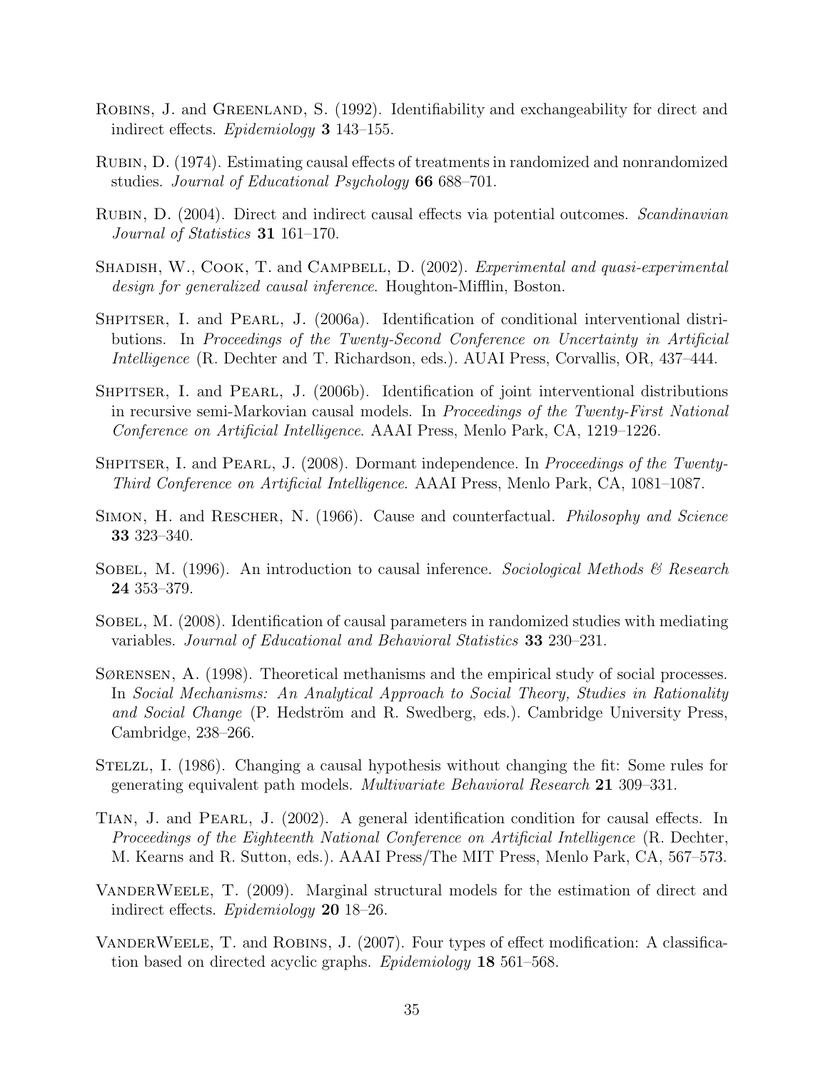Robins, J. and Greenland, S. (1992). Identifiability and exchangeability for direct and indirect effects. *Epidemiology* **3** 143–155.

Rubin, D. (1974). Estimating causal effects of treatments in randomized and nonrandomized studies. *Journal of Educational Psychology* **66** 688–701.

Rubin, D. (2004). Direct and indirect causal effects via potential outcomes. *Scandinavian Journal of Statistics* **31** 161–170.

Shadish, W., Cook, T. and Campbell, D. (2002). *Experimental and quasi-experimental design for generalized causal inference*. Houghton-Mifflin, Boston.

Shpitser, I. and Pearl, J. (2006a). Identification of conditional interventional distributions. In *Proceedings of the Twenty-Second Conference on Uncertainty in Artificial Intelligence* (R. Dechter and T. Richardson, eds.). AUAI Press, Corvallis, OR, 437–444.

Shpitser, I. and Pearl, J. (2006b). Identification of joint interventional distributions in recursive semi-Markovian causal models. In *Proceedings of the Twenty-First National Conference on Artificial Intelligence*. AAAI Press, Menlo Park, CA, 1219–1226.

Shpitser, I. and Pearl, J. (2008). Dormant independence. In *Proceedings of the Twenty-Third Conference on Artificial Intelligence*. AAAI Press, Menlo Park, CA, 1081–1087.

Simon, H. and Rescher, N. (1966). Cause and counterfactual. *Philosophy and Science* **33** 323–340.

Sobel, M. (1996). An introduction to causal inference. *Sociological Methods & Research* **24** 353–379.

Sobel, M. (2008). Identification of causal parameters in randomized studies with mediating variables. *Journal of Educational and Behavioral Statistics* **33** 230–231.

Sørensen, A. (1998). Theoretical methanisms and the empirical study of social processes. In *Social Mechanisms: An Analytical Approach to Social Theory, Studies in Rationality and Social Change* (P. Hedström and R. Swedberg, eds.). Cambridge University Press, Cambridge, 238–266.

Stelzl, I. (1986). Changing a causal hypothesis without changing the fit: Some rules for generating equivalent path models. *Multivariate Behavioral Research* **21** 309–331.

Tian, J. and Pearl, J. (2002). A general identification condition for causal effects. In *Proceedings of the Eighteenth National Conference on Artificial Intelligence* (R. Dechter, M. Kearns and R. Sutton, eds.). AAAI Press/The MIT Press, Menlo Park, CA, 567–573.

VanderWeele, T. (2009). Marginal structural models for the estimation of direct and indirect effects. *Epidemiology* **20** 18–26.

VanderWeele, T. and Robins, J. (2007). Four types of effect modification: A classification based on directed acyclic graphs. *Epidemiology* **18** 561–568.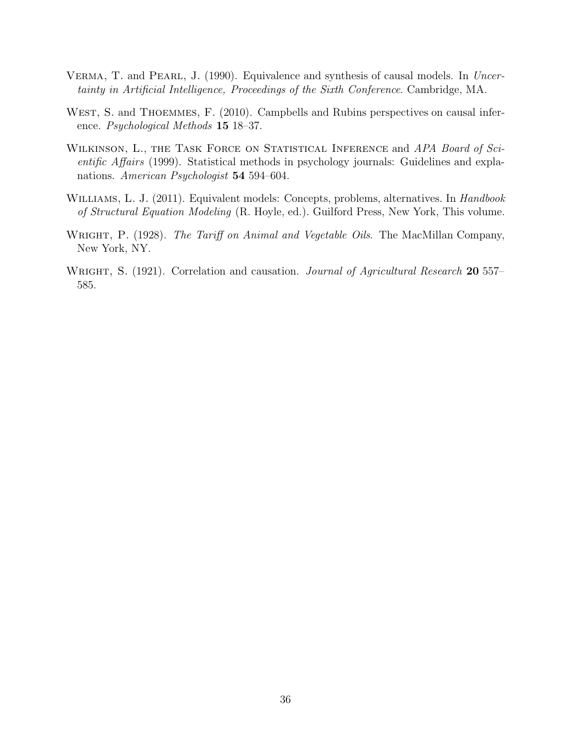Verma, T. and Pearl, J. (1990). Equivalence and synthesis of causal models. In *Uncertainty in Artificial Intelligence, Proceedings of the Sixth Conference*. Cambridge, MA.

West, S. and Thoemmes, F. (2010). Campbells and Rubins perspectives on causal inference. *Psychological Methods* **15** 18–37.

Wilkinson, L., the Task Force on Statistical Inference and *APA Board of Scientific Affairs* (1999). Statistical methods in psychology journals: Guidelines and explanations. *American Psychologist* **54** 594–604.

Williams, L. J. (2011). Equivalent models: Concepts, problems, alternatives. In *Handbook of Structural Equation Modeling* (R. Hoyle, ed.). Guilford Press, New York, This volume.

Wright, P. (1928). *The Tariff on Animal and Vegetable Oils*. The MacMillan Company, New York, NY.

Wright, S. (1921). Correlation and causation. *Journal of Agricultural Research* **20** 557–585.